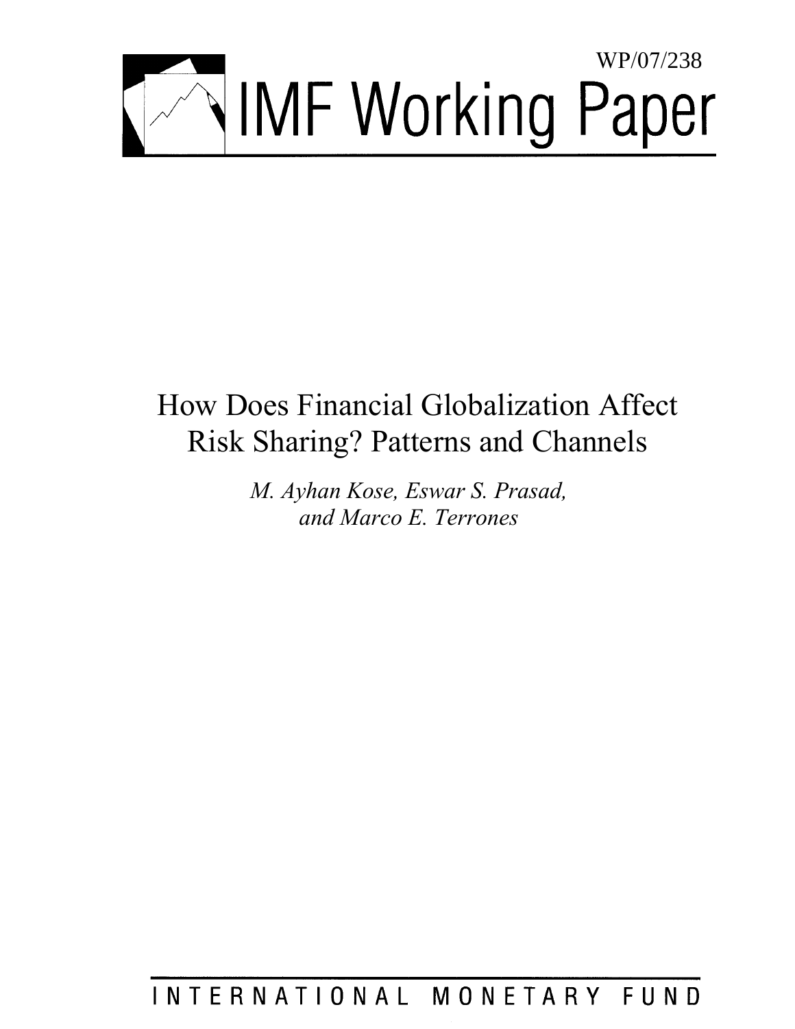WP/07/238

# IMF Working Paper

# How Does Financial Globalization Affect Risk Sharing? Patterns and Channels

*M. Ayhan Kose, Eswar S. Prasad, and Marco E. Terrones*

INTERNATIONAL MONETARY FUND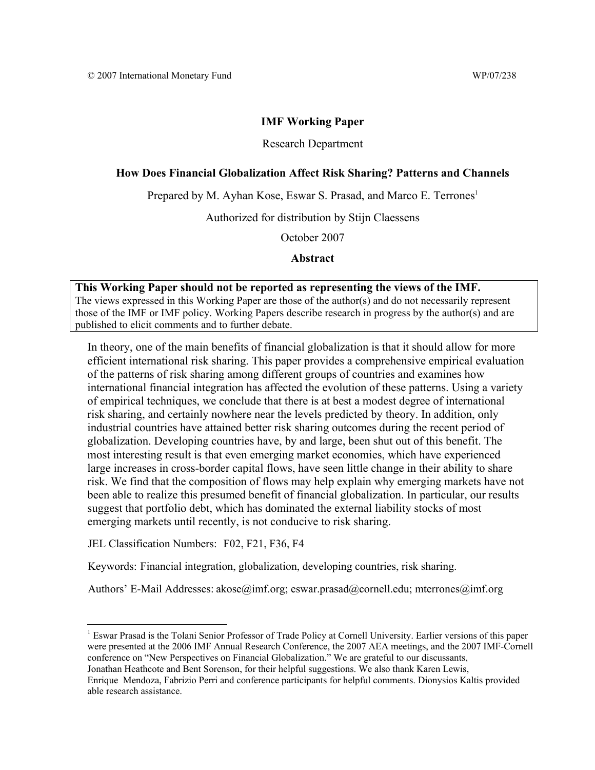© 2007 International Monetary Fund WP/07/238

**IMF Working Paper**

Research Department

**How Does Financial Globalization Affect Risk Sharing? Patterns and Channels**

Prepared by M. Ayhan Kose, Eswar S. Prasad, and Marco E. Terrones[1]

Authorized for distribution by Stijn Claessens

October 2007

**Abstract**

**This Working Paper should not be reported as representing the views of the IMF.**
The views expressed in this Working Paper are those of the author(s) and do not necessarily represent those of the IMF or IMF policy. Working Papers describe research in progress by the author(s) and are published to elicit comments and to further debate.

In theory, one of the main benefits of financial globalization is that it should allow for more efficient international risk sharing. This paper provides a comprehensive empirical evaluation of the patterns of risk sharing among different groups of countries and examines how international financial integration has affected the evolution of these patterns. Using a variety of empirical techniques, we conclude that there is at best a modest degree of international risk sharing, and certainly nowhere near the levels predicted by theory. In addition, only industrial countries have attained better risk sharing outcomes during the recent period of globalization. Developing countries have, by and large, been shut out of this benefit. The most interesting result is that even emerging market economies, which have experienced large increases in cross-border capital flows, have seen little change in their ability to share risk. We find that the composition of flows may help explain why emerging markets have not been able to realize this presumed benefit of financial globalization. In particular, our results suggest that portfolio debt, which has dominated the external liability stocks of most emerging markets until recently, is not conducive to risk sharing.

JEL Classification Numbers: F02, F21, F36, F4

Keywords: Financial integration, globalization, developing countries, risk sharing.

Authors' E-Mail Addresses: akose@imf.org; eswar.prasad@cornell.edu; mterrones@imf.org

[1] Eswar Prasad is the Tolani Senior Professor of Trade Policy at Cornell University. Earlier versions of this paper were presented at the 2006 IMF Annual Research Conference, the 2007 AEA meetings, and the 2007 IMF-Cornell conference on "New Perspectives on Financial Globalization." We are grateful to our discussants, Jonathan Heathcote and Bent Sorenson, for their helpful suggestions. We also thank Karen Lewis, Enrique Mendoza, Fabrizio Perri and conference participants for helpful comments. Dionysios Kaltis provided able research assistance.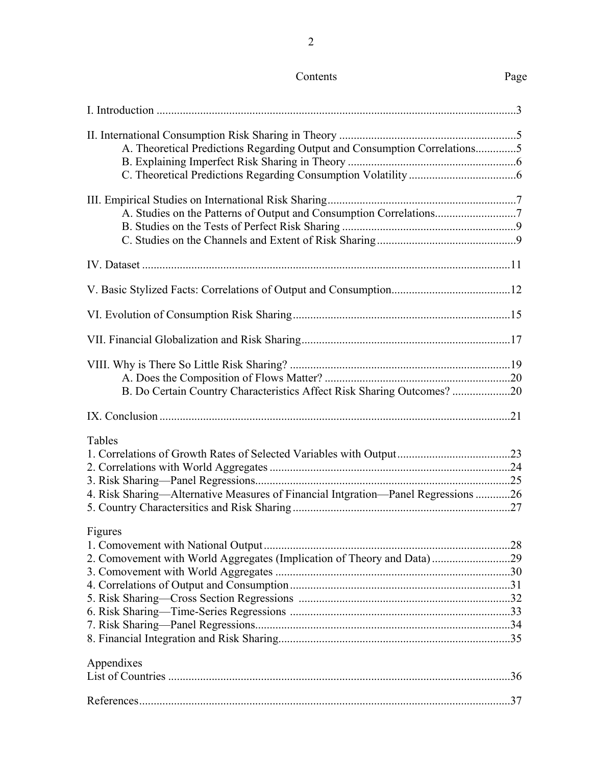Contents Page

I. Introduction ..........3

II. International Consumption Risk Sharing in Theory ..........5
  A. Theoretical Predictions Regarding Output and Consumption Correlations..........5
  B. Explaining Imperfect Risk Sharing in Theory ..........6
  C. Theoretical Predictions Regarding Consumption Volatility ..........6

III. Empirical Studies on International Risk Sharing..........7
  A. Studies on the Patterns of Output and Consumption Correlations..........7
  B. Studies on the Tests of Perfect Risk Sharing ..........9
  C. Studies on the Channels and Extent of Risk Sharing..........9

IV. Dataset ..........11

V. Basic Stylized Facts: Correlations of Output and Consumption..........12

VI. Evolution of Consumption Risk Sharing..........15

VII. Financial Globalization and Risk Sharing..........17

VIII. Why is There So Little Risk Sharing? ..........19
  A. Does the Composition of Flows Matter? ..........20
  B. Do Certain Country Characteristics Affect Risk Sharing Outcomes? ..........20

IX. Conclusion..........21

Tables
1. Correlations of Growth Rates of Selected Variables with Output..........23
2. Correlations with World Aggregates ..........24
3. Risk Sharing—Panel Regressions..........25
4. Risk Sharing—Alternative Measures of Financial Intgration—Panel Regressions ..........26
5. Country Charactersitics and Risk Sharing..........27

Figures
1. Comovement with National Output..........28
2. Comovement with World Aggregates (Implication of Theory and Data)..........29
3. Comovement with World Aggregates ..........30
4. Correlations of Output and Consumption..........31
5. Risk Sharing—Cross Section Regressions ..........32
6. Risk Sharing—Time-Series Regressions ..........33
7. Risk Sharing—Panel Regressions..........34
8. Financial Integration and Risk Sharing..........35

Appendixes
List of Countries ..........36

References..........37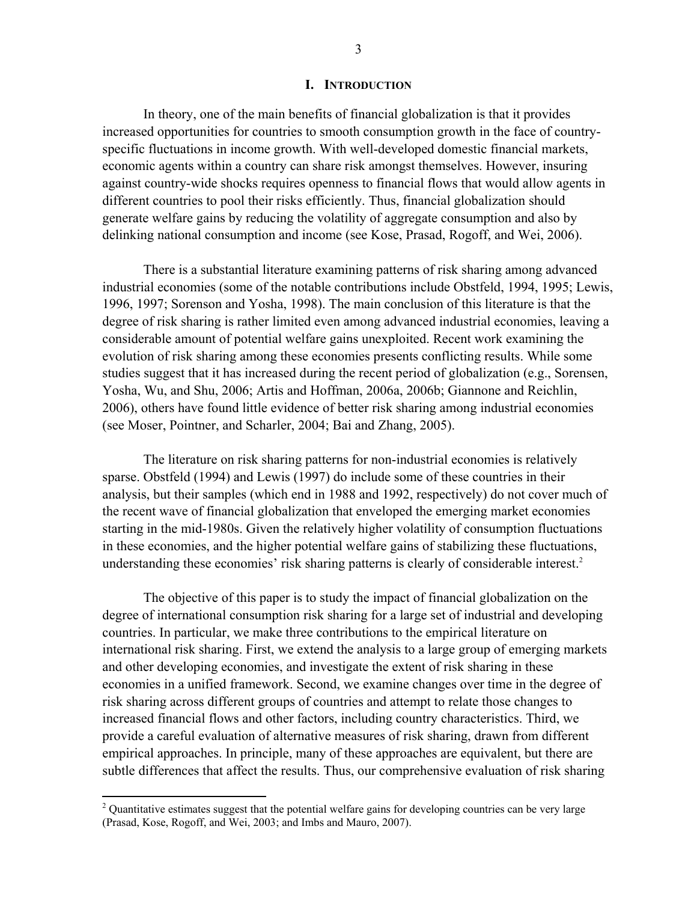## I. INTRODUCTION

In theory, one of the main benefits of financial globalization is that it provides increased opportunities for countries to smooth consumption growth in the face of country-specific fluctuations in income growth. With well-developed domestic financial markets, economic agents within a country can share risk amongst themselves. However, insuring against country-wide shocks requires openness to financial flows that would allow agents in different countries to pool their risks efficiently. Thus, financial globalization should generate welfare gains by reducing the volatility of aggregate consumption and also by delinking national consumption and income (see Kose, Prasad, Rogoff, and Wei, 2006).

There is a substantial literature examining patterns of risk sharing among advanced industrial economies (some of the notable contributions include Obstfeld, 1994, 1995; Lewis, 1996, 1997; Sorenson and Yosha, 1998). The main conclusion of this literature is that the degree of risk sharing is rather limited even among advanced industrial economies, leaving a considerable amount of potential welfare gains unexploited. Recent work examining the evolution of risk sharing among these economies presents conflicting results. While some studies suggest that it has increased during the recent period of globalization (e.g., Sorensen, Yosha, Wu, and Shu, 2006; Artis and Hoffman, 2006a, 2006b; Giannone and Reichlin, 2006), others have found little evidence of better risk sharing among industrial economies (see Moser, Pointner, and Scharler, 2004; Bai and Zhang, 2005).

The literature on risk sharing patterns for non-industrial economies is relatively sparse. Obstfeld (1994) and Lewis (1997) do include some of these countries in their analysis, but their samples (which end in 1988 and 1992, respectively) do not cover much of the recent wave of financial globalization that enveloped the emerging market economies starting in the mid-1980s. Given the relatively higher volatility of consumption fluctuations in these economies, and the higher potential welfare gains of stabilizing these fluctuations, understanding these economies' risk sharing patterns is clearly of considerable interest.[2]

The objective of this paper is to study the impact of financial globalization on the degree of international consumption risk sharing for a large set of industrial and developing countries. In particular, we make three contributions to the empirical literature on international risk sharing. First, we extend the analysis to a large group of emerging markets and other developing economies, and investigate the extent of risk sharing in these economies in a unified framework. Second, we examine changes over time in the degree of risk sharing across different groups of countries and attempt to relate those changes to increased financial flows and other factors, including country characteristics. Third, we provide a careful evaluation of alternative measures of risk sharing, drawn from different empirical approaches. In principle, many of these approaches are equivalent, but there are subtle differences that affect the results. Thus, our comprehensive evaluation of risk sharing

[2] Quantitative estimates suggest that the potential welfare gains for developing countries can be very large (Prasad, Kose, Rogoff, and Wei, 2003; and Imbs and Mauro, 2007).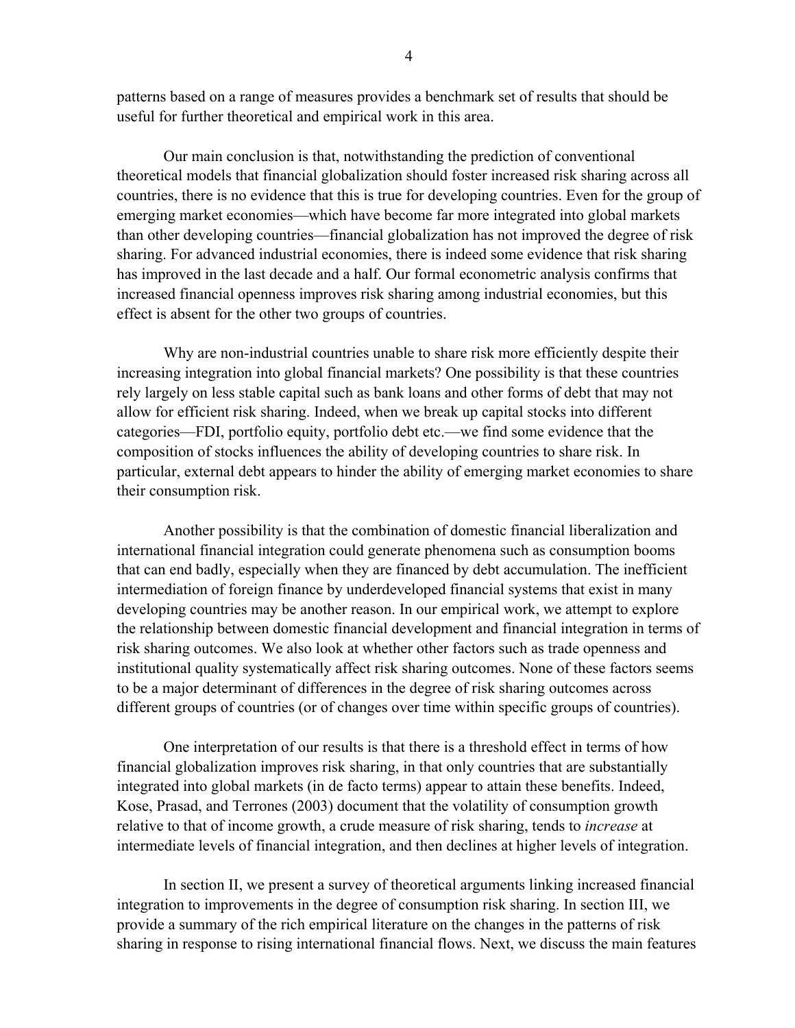patterns based on a range of measures provides a benchmark set of results that should be useful for further theoretical and empirical work in this area.

Our main conclusion is that, notwithstanding the prediction of conventional theoretical models that financial globalization should foster increased risk sharing across all countries, there is no evidence that this is true for developing countries. Even for the group of emerging market economies—which have become far more integrated into global markets than other developing countries—financial globalization has not improved the degree of risk sharing. For advanced industrial economies, there is indeed some evidence that risk sharing has improved in the last decade and a half. Our formal econometric analysis confirms that increased financial openness improves risk sharing among industrial economies, but this effect is absent for the other two groups of countries.

Why are non-industrial countries unable to share risk more efficiently despite their increasing integration into global financial markets? One possibility is that these countries rely largely on less stable capital such as bank loans and other forms of debt that may not allow for efficient risk sharing. Indeed, when we break up capital stocks into different categories—FDI, portfolio equity, portfolio debt etc.—we find some evidence that the composition of stocks influences the ability of developing countries to share risk. In particular, external debt appears to hinder the ability of emerging market economies to share their consumption risk.

Another possibility is that the combination of domestic financial liberalization and international financial integration could generate phenomena such as consumption booms that can end badly, especially when they are financed by debt accumulation. The inefficient intermediation of foreign finance by underdeveloped financial systems that exist in many developing countries may be another reason. In our empirical work, we attempt to explore the relationship between domestic financial development and financial integration in terms of risk sharing outcomes. We also look at whether other factors such as trade openness and institutional quality systematically affect risk sharing outcomes. None of these factors seems to be a major determinant of differences in the degree of risk sharing outcomes across different groups of countries (or of changes over time within specific groups of countries).

One interpretation of our results is that there is a threshold effect in terms of how financial globalization improves risk sharing, in that only countries that are substantially integrated into global markets (in de facto terms) appear to attain these benefits. Indeed, Kose, Prasad, and Terrones (2003) document that the volatility of consumption growth relative to that of income growth, a crude measure of risk sharing, tends to *increase* at intermediate levels of financial integration, and then declines at higher levels of integration.

In section II, we present a survey of theoretical arguments linking increased financial integration to improvements in the degree of consumption risk sharing. In section III, we provide a summary of the rich empirical literature on the changes in the patterns of risk sharing in response to rising international financial flows. Next, we discuss the main features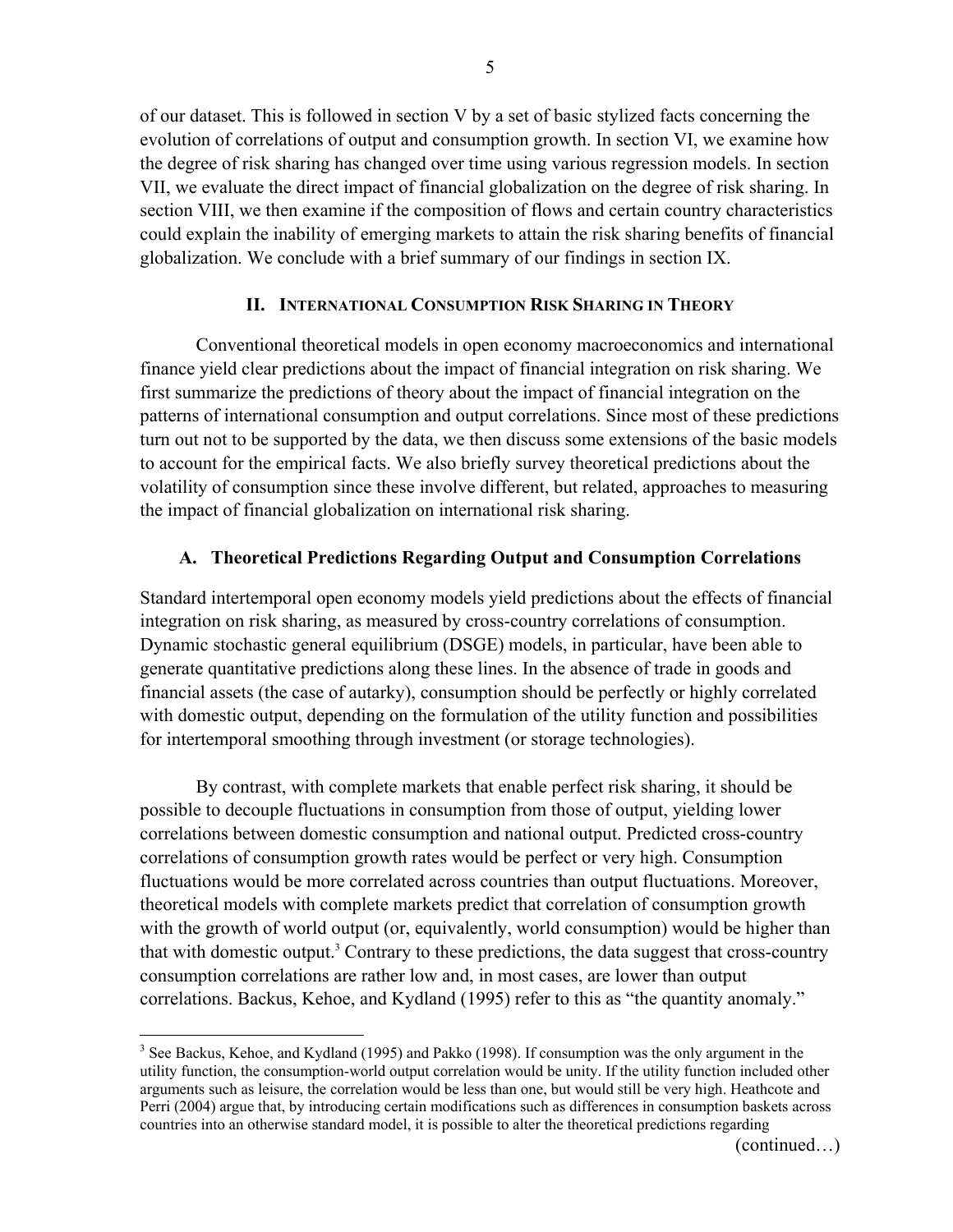of our dataset. This is followed in section V by a set of basic stylized facts concerning the evolution of correlations of output and consumption growth. In section VI, we examine how the degree of risk sharing has changed over time using various regression models. In section VII, we evaluate the direct impact of financial globalization on the degree of risk sharing. In section VIII, we then examine if the composition of flows and certain country characteristics could explain the inability of emerging markets to attain the risk sharing benefits of financial globalization. We conclude with a brief summary of our findings in section IX.

## II. International Consumption Risk Sharing in Theory

Conventional theoretical models in open economy macroeconomics and international finance yield clear predictions about the impact of financial integration on risk sharing. We first summarize the predictions of theory about the impact of financial integration on the patterns of international consumption and output correlations. Since most of these predictions turn out not to be supported by the data, we then discuss some extensions of the basic models to account for the empirical facts. We also briefly survey theoretical predictions about the volatility of consumption since these involve different, but related, approaches to measuring the impact of financial globalization on international risk sharing.

### A. Theoretical Predictions Regarding Output and Consumption Correlations

Standard intertemporal open economy models yield predictions about the effects of financial integration on risk sharing, as measured by cross-country correlations of consumption. Dynamic stochastic general equilibrium (DSGE) models, in particular, have been able to generate quantitative predictions along these lines. In the absence of trade in goods and financial assets (the case of autarky), consumption should be perfectly or highly correlated with domestic output, depending on the formulation of the utility function and possibilities for intertemporal smoothing through investment (or storage technologies).

By contrast, with complete markets that enable perfect risk sharing, it should be possible to decouple fluctuations in consumption from those of output, yielding lower correlations between domestic consumption and national output. Predicted cross-country correlations of consumption growth rates would be perfect or very high. Consumption fluctuations would be more correlated across countries than output fluctuations. Moreover, theoretical models with complete markets predict that correlation of consumption growth with the growth of world output (or, equivalently, world consumption) would be higher than that with domestic output.[3] Contrary to these predictions, the data suggest that cross-country consumption correlations are rather low and, in most cases, are lower than output correlations. Backus, Kehoe, and Kydland (1995) refer to this as "the quantity anomaly."

[3] See Backus, Kehoe, and Kydland (1995) and Pakko (1998). If consumption was the only argument in the utility function, the consumption-world output correlation would be unity. If the utility function included other arguments such as leisure, the correlation would be less than one, but would still be very high. Heathcote and Perri (2004) argue that, by introducing certain modifications such as differences in consumption baskets across countries into an otherwise standard model, it is possible to alter the theoretical predictions regarding

(continued…)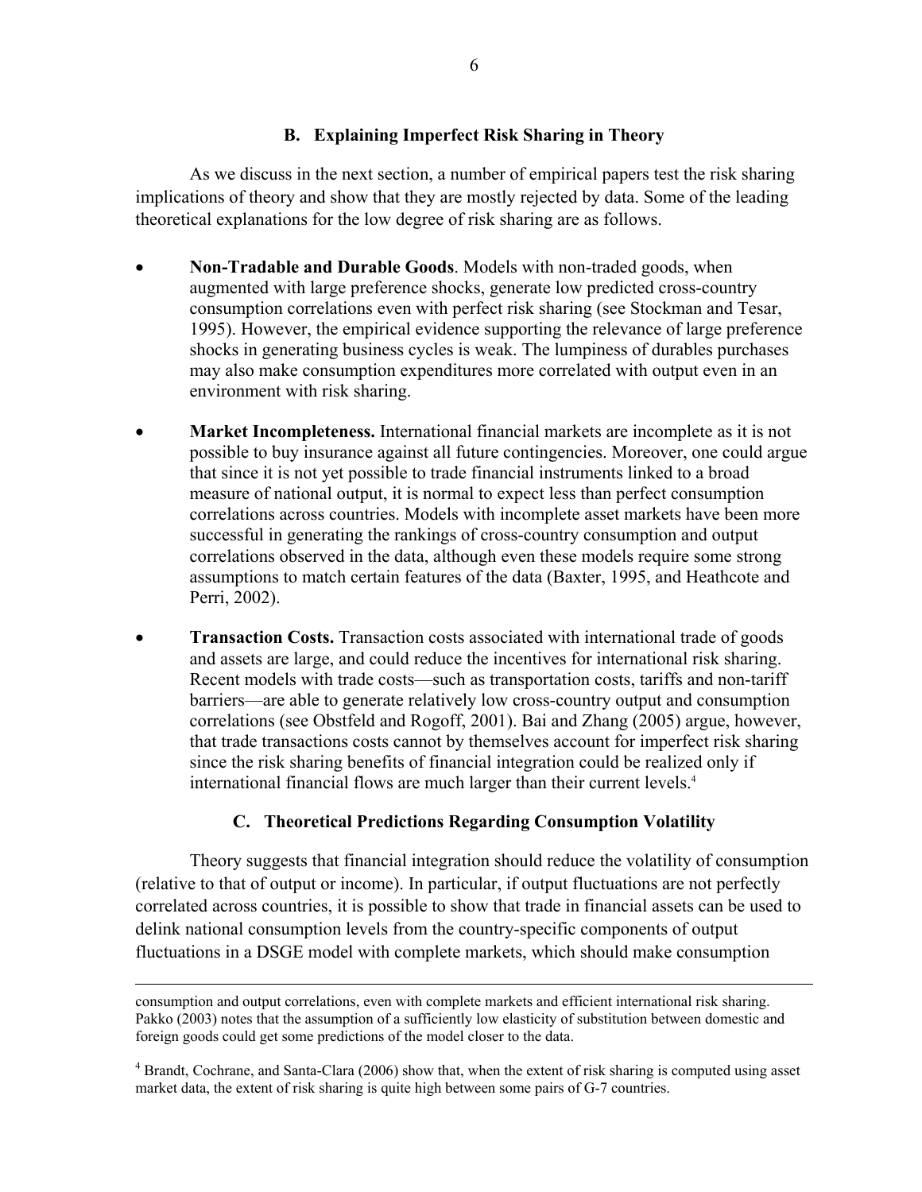### B. Explaining Imperfect Risk Sharing in Theory

As we discuss in the next section, a number of empirical papers test the risk sharing implications of theory and show that they are mostly rejected by data. Some of the leading theoretical explanations for the low degree of risk sharing are as follows.

- **Non-Tradable and Durable Goods**. Models with non-traded goods, when augmented with large preference shocks, generate low predicted cross-country consumption correlations even with perfect risk sharing (see Stockman and Tesar, 1995). However, the empirical evidence supporting the relevance of large preference shocks in generating business cycles is weak. The lumpiness of durables purchases may also make consumption expenditures more correlated with output even in an environment with risk sharing.

- **Market Incompleteness.** International financial markets are incomplete as it is not possible to buy insurance against all future contingencies. Moreover, one could argue that since it is not yet possible to trade financial instruments linked to a broad measure of national output, it is normal to expect less than perfect consumption correlations across countries. Models with incomplete asset markets have been more successful in generating the rankings of cross-country consumption and output correlations observed in the data, although even these models require some strong assumptions to match certain features of the data (Baxter, 1995, and Heathcote and Perri, 2002).

- **Transaction Costs.** Transaction costs associated with international trade of goods and assets are large, and could reduce the incentives for international risk sharing. Recent models with trade costs—such as transportation costs, tariffs and non-tariff barriers—are able to generate relatively low cross-country output and consumption correlations (see Obstfeld and Rogoff, 2001). Bai and Zhang (2005) argue, however, that trade transactions costs cannot by themselves account for imperfect risk sharing since the risk sharing benefits of financial integration could be realized only if international financial flows are much larger than their current levels.[4]

### C. Theoretical Predictions Regarding Consumption Volatility

Theory suggests that financial integration should reduce the volatility of consumption (relative to that of output or income). In particular, if output fluctuations are not perfectly correlated across countries, it is possible to show that trade in financial assets can be used to delink national consumption levels from the country-specific components of output fluctuations in a DSGE model with complete markets, which should make consumption

---

consumption and output correlations, even with complete markets and efficient international risk sharing. Pakko (2003) notes that the assumption of a sufficiently low elasticity of substitution between domestic and foreign goods could get some predictions of the model closer to the data.

[4] Brandt, Cochrane, and Santa-Clara (2006) show that, when the extent of risk sharing is computed using asset market data, the extent of risk sharing is quite high between some pairs of G-7 countries.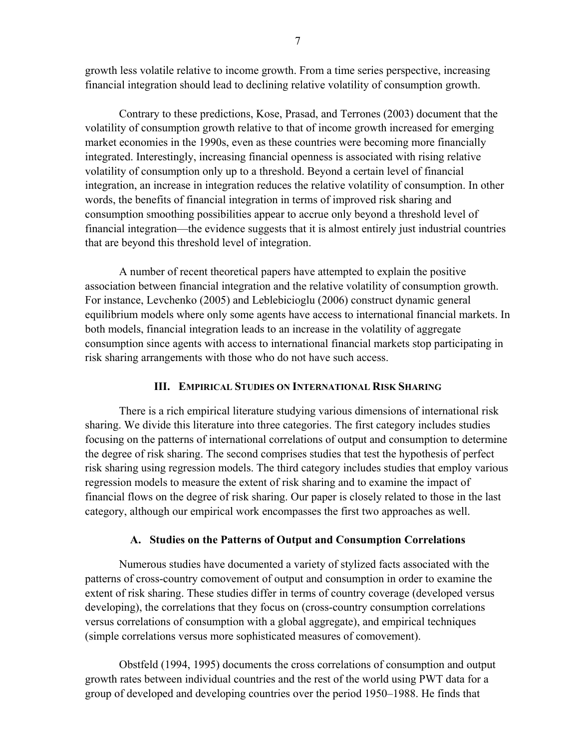growth less volatile relative to income growth. From a time series perspective, increasing financial integration should lead to declining relative volatility of consumption growth.

Contrary to these predictions, Kose, Prasad, and Terrones (2003) document that the volatility of consumption growth relative to that of income growth increased for emerging market economies in the 1990s, even as these countries were becoming more financially integrated. Interestingly, increasing financial openness is associated with rising relative volatility of consumption only up to a threshold. Beyond a certain level of financial integration, an increase in integration reduces the relative volatility of consumption. In other words, the benefits of financial integration in terms of improved risk sharing and consumption smoothing possibilities appear to accrue only beyond a threshold level of financial integration—the evidence suggests that it is almost entirely just industrial countries that are beyond this threshold level of integration.

A number of recent theoretical papers have attempted to explain the positive association between financial integration and the relative volatility of consumption growth. For instance, Levchenko (2005) and Leblebicioglu (2006) construct dynamic general equilibrium models where only some agents have access to international financial markets. In both models, financial integration leads to an increase in the volatility of aggregate consumption since agents with access to international financial markets stop participating in risk sharing arrangements with those who do not have such access.

## III. Empirical Studies on International Risk Sharing

There is a rich empirical literature studying various dimensions of international risk sharing. We divide this literature into three categories. The first category includes studies focusing on the patterns of international correlations of output and consumption to determine the degree of risk sharing. The second comprises studies that test the hypothesis of perfect risk sharing using regression models. The third category includes studies that employ various regression models to measure the extent of risk sharing and to examine the impact of financial flows on the degree of risk sharing. Our paper is closely related to those in the last category, although our empirical work encompasses the first two approaches as well.

### A. Studies on the Patterns of Output and Consumption Correlations

Numerous studies have documented a variety of stylized facts associated with the patterns of cross-country comovement of output and consumption in order to examine the extent of risk sharing. These studies differ in terms of country coverage (developed versus developing), the correlations that they focus on (cross-country consumption correlations versus correlations of consumption with a global aggregate), and empirical techniques (simple correlations versus more sophisticated measures of comovement).

Obstfeld (1994, 1995) documents the cross correlations of consumption and output growth rates between individual countries and the rest of the world using PWT data for a group of developed and developing countries over the period 1950–1988. He finds that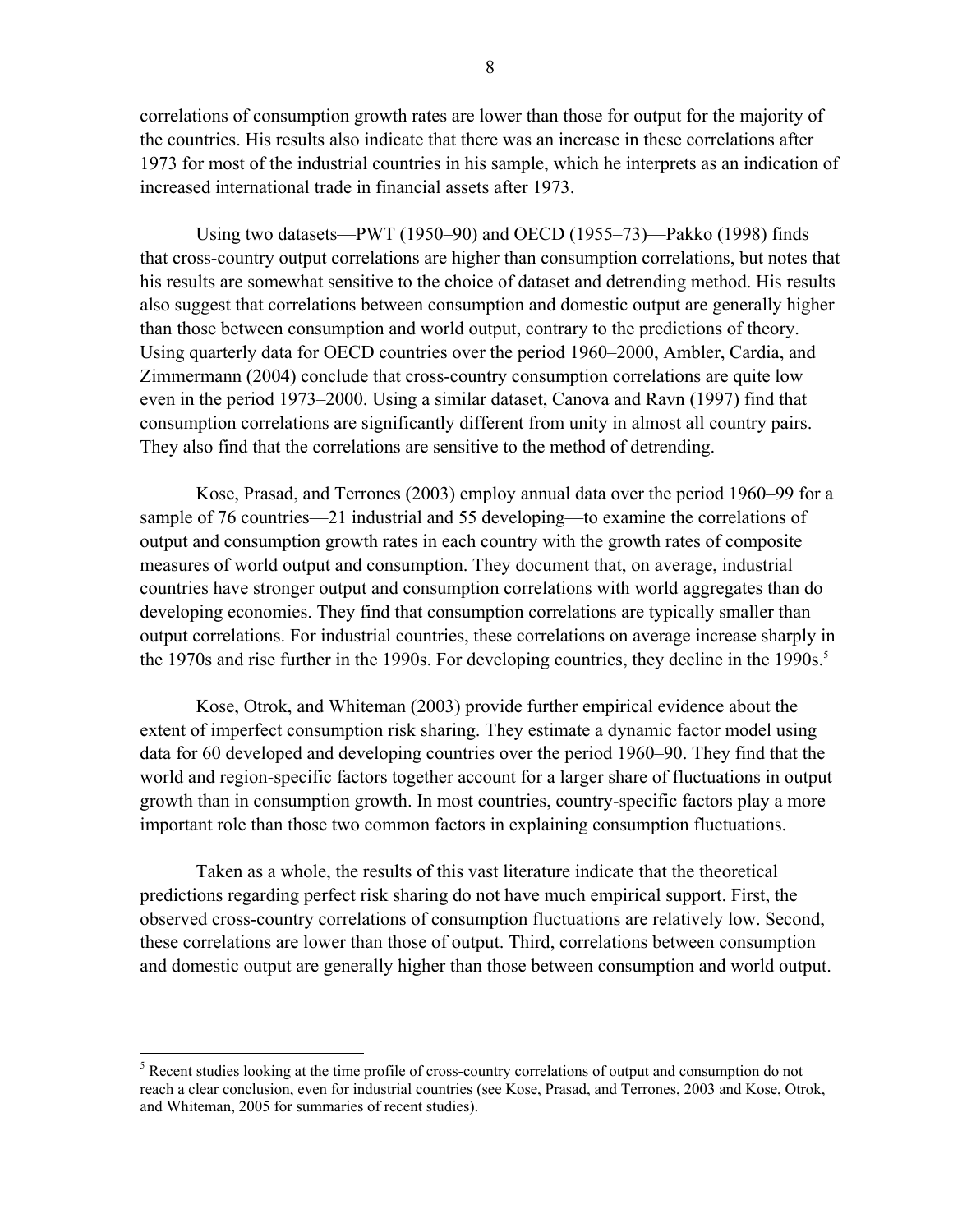correlations of consumption growth rates are lower than those for output for the majority of the countries. His results also indicate that there was an increase in these correlations after 1973 for most of the industrial countries in his sample, which he interprets as an indication of increased international trade in financial assets after 1973.

Using two datasets—PWT (1950–90) and OECD (1955–73)—Pakko (1998) finds that cross-country output correlations are higher than consumption correlations, but notes that his results are somewhat sensitive to the choice of dataset and detrending method. His results also suggest that correlations between consumption and domestic output are generally higher than those between consumption and world output, contrary to the predictions of theory. Using quarterly data for OECD countries over the period 1960–2000, Ambler, Cardia, and Zimmermann (2004) conclude that cross-country consumption correlations are quite low even in the period 1973–2000. Using a similar dataset, Canova and Ravn (1997) find that consumption correlations are significantly different from unity in almost all country pairs. They also find that the correlations are sensitive to the method of detrending.

Kose, Prasad, and Terrones (2003) employ annual data over the period 1960–99 for a sample of 76 countries—21 industrial and 55 developing—to examine the correlations of output and consumption growth rates in each country with the growth rates of composite measures of world output and consumption. They document that, on average, industrial countries have stronger output and consumption correlations with world aggregates than do developing economies. They find that consumption correlations are typically smaller than output correlations. For industrial countries, these correlations on average increase sharply in the 1970s and rise further in the 1990s. For developing countries, they decline in the 1990s.[5]

Kose, Otrok, and Whiteman (2003) provide further empirical evidence about the extent of imperfect consumption risk sharing. They estimate a dynamic factor model using data for 60 developed and developing countries over the period 1960–90. They find that the world and region-specific factors together account for a larger share of fluctuations in output growth than in consumption growth. In most countries, country-specific factors play a more important role than those two common factors in explaining consumption fluctuations.

Taken as a whole, the results of this vast literature indicate that the theoretical predictions regarding perfect risk sharing do not have much empirical support. First, the observed cross-country correlations of consumption fluctuations are relatively low. Second, these correlations are lower than those of output. Third, correlations between consumption and domestic output are generally higher than those between consumption and world output.

---

[5] Recent studies looking at the time profile of cross-country correlations of output and consumption do not reach a clear conclusion, even for industrial countries (see Kose, Prasad, and Terrones, 2003 and Kose, Otrok, and Whiteman, 2005 for summaries of recent studies).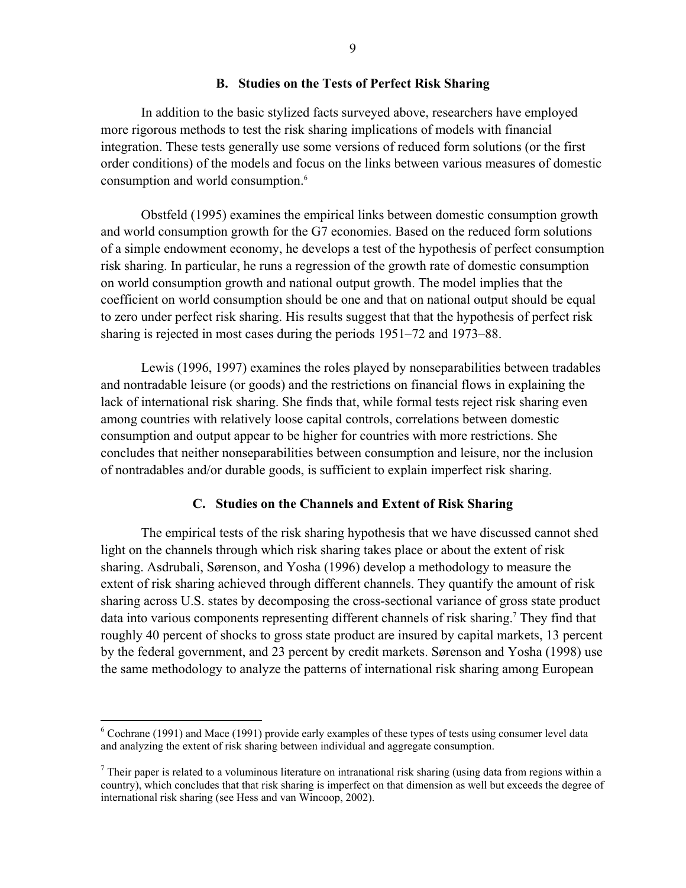### B. Studies on the Tests of Perfect Risk Sharing

In addition to the basic stylized facts surveyed above, researchers have employed more rigorous methods to test the risk sharing implications of models with financial integration. These tests generally use some versions of reduced form solutions (or the first order conditions) of the models and focus on the links between various measures of domestic consumption and world consumption.[6]

Obstfeld (1995) examines the empirical links between domestic consumption growth and world consumption growth for the G7 economies. Based on the reduced form solutions of a simple endowment economy, he develops a test of the hypothesis of perfect consumption risk sharing. In particular, he runs a regression of the growth rate of domestic consumption on world consumption growth and national output growth. The model implies that the coefficient on world consumption should be one and that on national output should be equal to zero under perfect risk sharing. His results suggest that that the hypothesis of perfect risk sharing is rejected in most cases during the periods 1951–72 and 1973–88.

Lewis (1996, 1997) examines the roles played by nonseparabilities between tradables and nontradable leisure (or goods) and the restrictions on financial flows in explaining the lack of international risk sharing. She finds that, while formal tests reject risk sharing even among countries with relatively loose capital controls, correlations between domestic consumption and output appear to be higher for countries with more restrictions. She concludes that neither nonseparabilities between consumption and leisure, nor the inclusion of nontradables and/or durable goods, is sufficient to explain imperfect risk sharing.

### C. Studies on the Channels and Extent of Risk Sharing

The empirical tests of the risk sharing hypothesis that we have discussed cannot shed light on the channels through which risk sharing takes place or about the extent of risk sharing. Asdrubali, Sørenson, and Yosha (1996) develop a methodology to measure the extent of risk sharing achieved through different channels. They quantify the amount of risk sharing across U.S. states by decomposing the cross-sectional variance of gross state product data into various components representing different channels of risk sharing.[7] They find that roughly 40 percent of shocks to gross state product are insured by capital markets, 13 percent by the federal government, and 23 percent by credit markets. Sørenson and Yosha (1998) use the same methodology to analyze the patterns of international risk sharing among European

[6] Cochrane (1991) and Mace (1991) provide early examples of these types of tests using consumer level data and analyzing the extent of risk sharing between individual and aggregate consumption.

[7] Their paper is related to a voluminous literature on intranational risk sharing (using data from regions within a country), which concludes that that risk sharing is imperfect on that dimension as well but exceeds the degree of international risk sharing (see Hess and van Wincoop, 2002).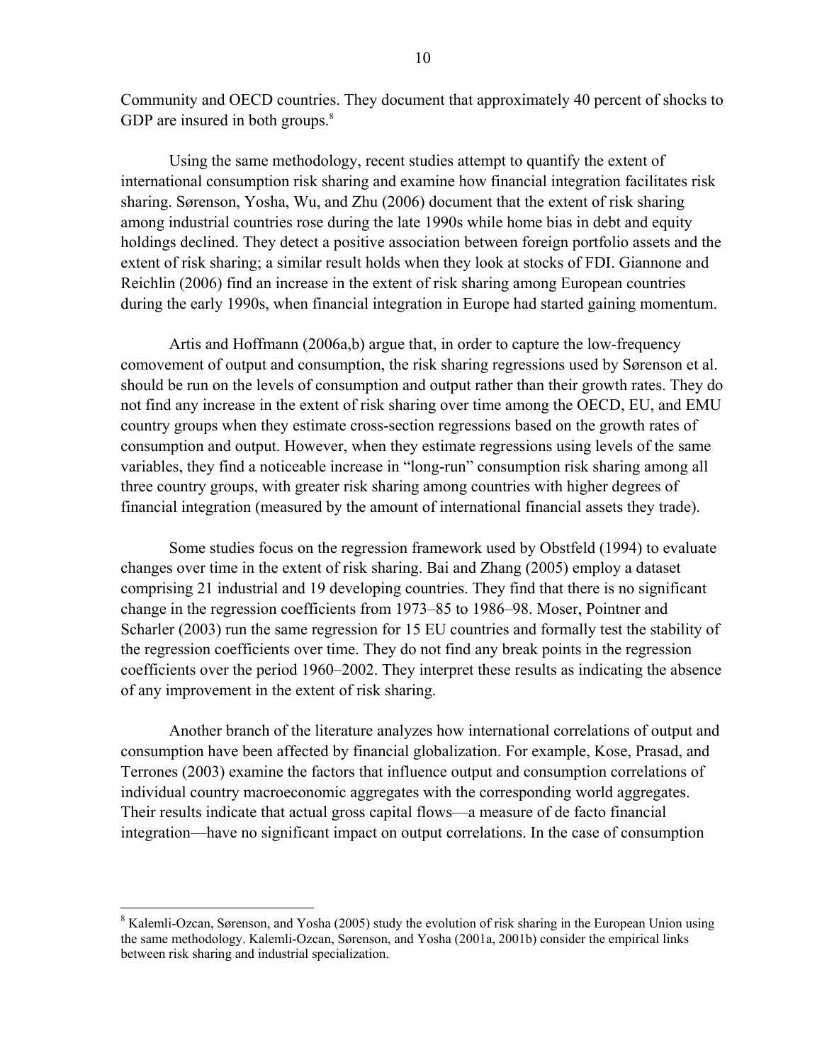Community and OECD countries. They document that approximately 40 percent of shocks to GDP are insured in both groups.[8]

Using the same methodology, recent studies attempt to quantify the extent of international consumption risk sharing and examine how financial integration facilitates risk sharing. Sørenson, Yosha, Wu, and Zhu (2006) document that the extent of risk sharing among industrial countries rose during the late 1990s while home bias in debt and equity holdings declined. They detect a positive association between foreign portfolio assets and the extent of risk sharing; a similar result holds when they look at stocks of FDI. Giannone and Reichlin (2006) find an increase in the extent of risk sharing among European countries during the early 1990s, when financial integration in Europe had started gaining momentum.

Artis and Hoffmann (2006a,b) argue that, in order to capture the low-frequency comovement of output and consumption, the risk sharing regressions used by Sørenson et al. should be run on the levels of consumption and output rather than their growth rates. They do not find any increase in the extent of risk sharing over time among the OECD, EU, and EMU country groups when they estimate cross-section regressions based on the growth rates of consumption and output. However, when they estimate regressions using levels of the same variables, they find a noticeable increase in "long-run" consumption risk sharing among all three country groups, with greater risk sharing among countries with higher degrees of financial integration (measured by the amount of international financial assets they trade).

Some studies focus on the regression framework used by Obstfeld (1994) to evaluate changes over time in the extent of risk sharing. Bai and Zhang (2005) employ a dataset comprising 21 industrial and 19 developing countries. They find that there is no significant change in the regression coefficients from 1973–85 to 1986–98. Moser, Pointner and Scharler (2003) run the same regression for 15 EU countries and formally test the stability of the regression coefficients over time. They do not find any break points in the regression coefficients over the period 1960–2002. They interpret these results as indicating the absence of any improvement in the extent of risk sharing.

Another branch of the literature analyzes how international correlations of output and consumption have been affected by financial globalization. For example, Kose, Prasad, and Terrones (2003) examine the factors that influence output and consumption correlations of individual country macroeconomic aggregates with the corresponding world aggregates. Their results indicate that actual gross capital flows—a measure of de facto financial integration—have no significant impact on output correlations. In the case of consumption

---

[8] Kalemli-Ozcan, Sørenson, and Yosha (2005) study the evolution of risk sharing in the European Union using the same methodology. Kalemli-Ozcan, Sørenson, and Yosha (2001a, 2001b) consider the empirical links between risk sharing and industrial specialization.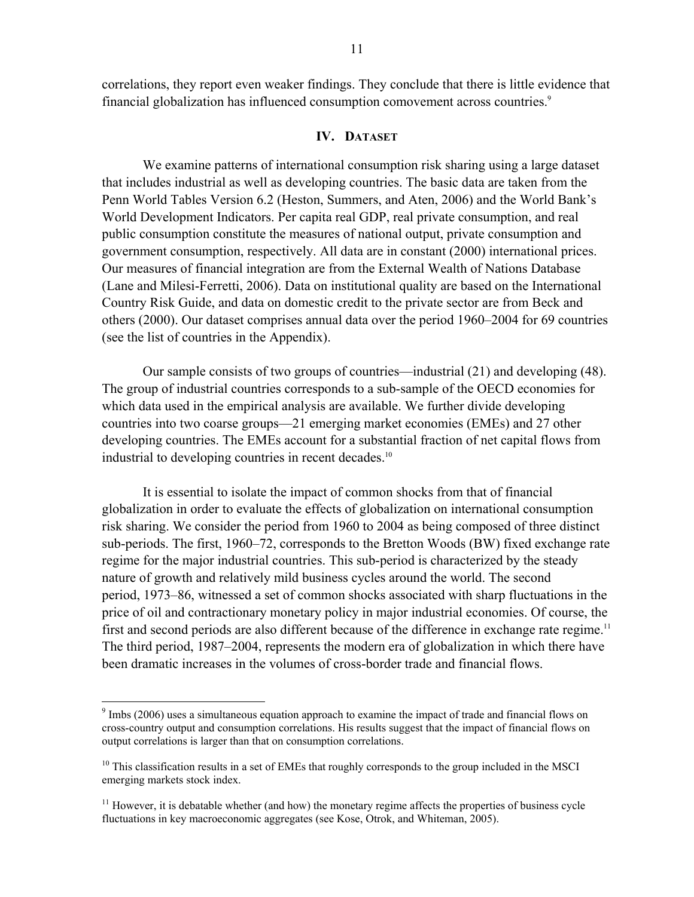correlations, they report even weaker findings. They conclude that there is little evidence that financial globalization has influenced consumption comovement across countries.[9]

## IV. Dataset

We examine patterns of international consumption risk sharing using a large dataset that includes industrial as well as developing countries. The basic data are taken from the Penn World Tables Version 6.2 (Heston, Summers, and Aten, 2006) and the World Bank's World Development Indicators. Per capita real GDP, real private consumption, and real public consumption constitute the measures of national output, private consumption and government consumption, respectively. All data are in constant (2000) international prices. Our measures of financial integration are from the External Wealth of Nations Database (Lane and Milesi-Ferretti, 2006). Data on institutional quality are based on the International Country Risk Guide, and data on domestic credit to the private sector are from Beck and others (2000). Our dataset comprises annual data over the period 1960–2004 for 69 countries (see the list of countries in the Appendix).

Our sample consists of two groups of countries—industrial (21) and developing (48). The group of industrial countries corresponds to a sub-sample of the OECD economies for which data used in the empirical analysis are available. We further divide developing countries into two coarse groups—21 emerging market economies (EMEs) and 27 other developing countries. The EMEs account for a substantial fraction of net capital flows from industrial to developing countries in recent decades.[10]

It is essential to isolate the impact of common shocks from that of financial globalization in order to evaluate the effects of globalization on international consumption risk sharing. We consider the period from 1960 to 2004 as being composed of three distinct sub-periods. The first, 1960–72, corresponds to the Bretton Woods (BW) fixed exchange rate regime for the major industrial countries. This sub-period is characterized by the steady nature of growth and relatively mild business cycles around the world. The second period, 1973–86, witnessed a set of common shocks associated with sharp fluctuations in the price of oil and contractionary monetary policy in major industrial economies. Of course, the first and second periods are also different because of the difference in exchange rate regime.[11] The third period, 1987–2004, represents the modern era of globalization in which there have been dramatic increases in the volumes of cross-border trade and financial flows.

---

[9] Imbs (2006) uses a simultaneous equation approach to examine the impact of trade and financial flows on cross-country output and consumption correlations. His results suggest that the impact of financial flows on output correlations is larger than that on consumption correlations.

[10] This classification results in a set of EMEs that roughly corresponds to the group included in the MSCI emerging markets stock index.

[11] However, it is debatable whether (and how) the monetary regime affects the properties of business cycle fluctuations in key macroeconomic aggregates (see Kose, Otrok, and Whiteman, 2005).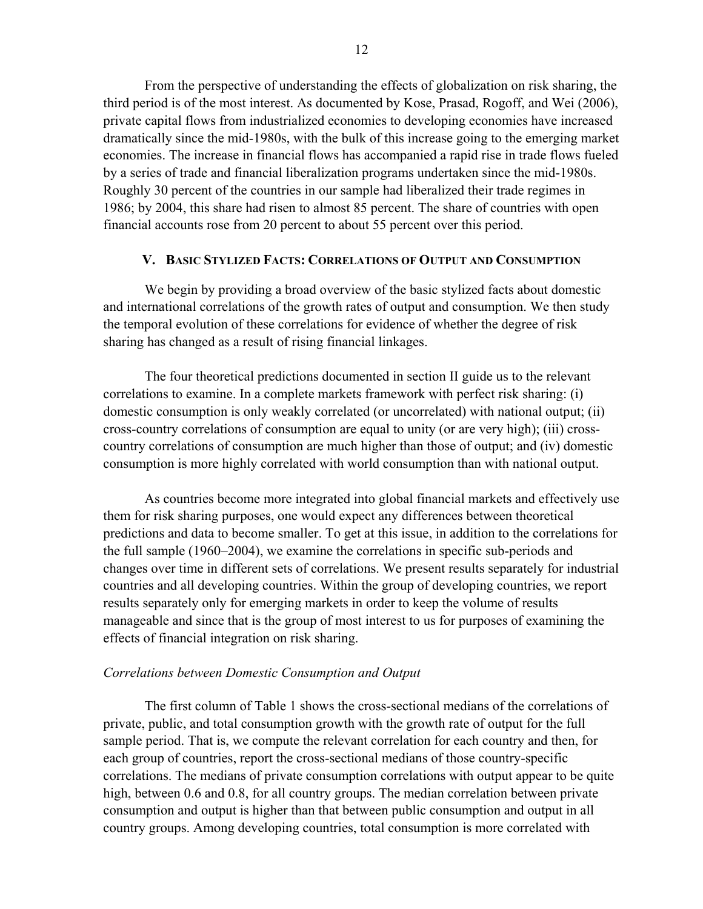From the perspective of understanding the effects of globalization on risk sharing, the third period is of the most interest. As documented by Kose, Prasad, Rogoff, and Wei (2006), private capital flows from industrialized economies to developing economies have increased dramatically since the mid-1980s, with the bulk of this increase going to the emerging market economies. The increase in financial flows has accompanied a rapid rise in trade flows fueled by a series of trade and financial liberalization programs undertaken since the mid-1980s. Roughly 30 percent of the countries in our sample had liberalized their trade regimes in 1986; by 2004, this share had risen to almost 85 percent. The share of countries with open financial accounts rose from 20 percent to about 55 percent over this period.

## V. Basic Stylized Facts: Correlations of Output and Consumption

We begin by providing a broad overview of the basic stylized facts about domestic and international correlations of the growth rates of output and consumption. We then study the temporal evolution of these correlations for evidence of whether the degree of risk sharing has changed as a result of rising financial linkages.

The four theoretical predictions documented in section II guide us to the relevant correlations to examine. In a complete markets framework with perfect risk sharing: (i) domestic consumption is only weakly correlated (or uncorrelated) with national output; (ii) cross-country correlations of consumption are equal to unity (or are very high); (iii) cross-country correlations of consumption are much higher than those of output; and (iv) domestic consumption is more highly correlated with world consumption than with national output.

As countries become more integrated into global financial markets and effectively use them for risk sharing purposes, one would expect any differences between theoretical predictions and data to become smaller. To get at this issue, in addition to the correlations for the full sample (1960–2004), we examine the correlations in specific sub-periods and changes over time in different sets of correlations. We present results separately for industrial countries and all developing countries. Within the group of developing countries, we report results separately only for emerging markets in order to keep the volume of results manageable and since that is the group of most interest to us for purposes of examining the effects of financial integration on risk sharing.

*Correlations between Domestic Consumption and Output*

The first column of Table 1 shows the cross-sectional medians of the correlations of private, public, and total consumption growth with the growth rate of output for the full sample period. That is, we compute the relevant correlation for each country and then, for each group of countries, report the cross-sectional medians of those country-specific correlations. The medians of private consumption correlations with output appear to be quite high, between 0.6 and 0.8, for all country groups. The median correlation between private consumption and output is higher than that between public consumption and output in all country groups. Among developing countries, total consumption is more correlated with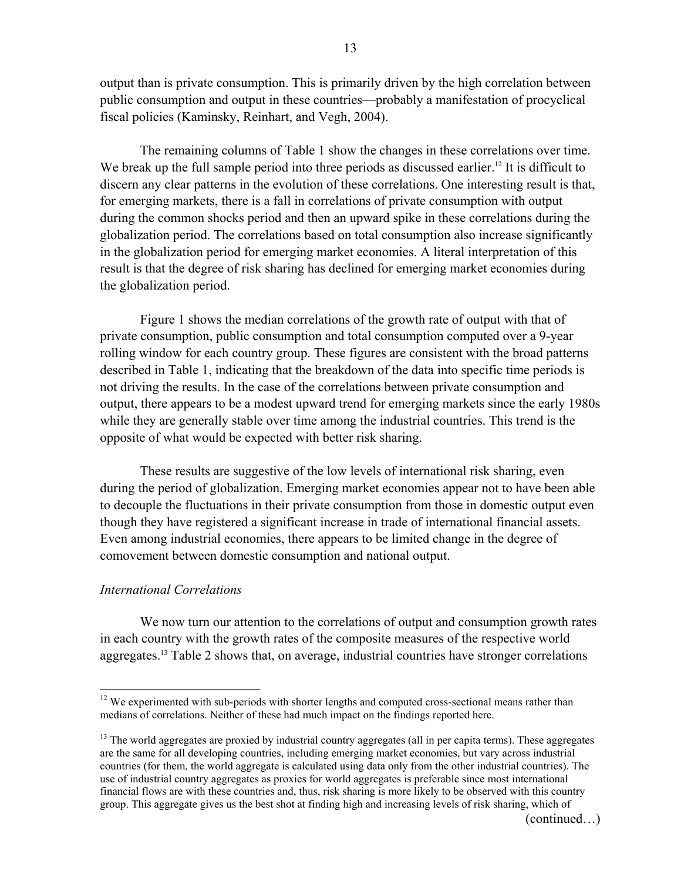output than is private consumption. This is primarily driven by the high correlation between public consumption and output in these countries—probably a manifestation of procyclical fiscal policies (Kaminsky, Reinhart, and Vegh, 2004).

The remaining columns of Table 1 show the changes in these correlations over time. We break up the full sample period into three periods as discussed earlier.[12] It is difficult to discern any clear patterns in the evolution of these correlations. One interesting result is that, for emerging markets, there is a fall in correlations of private consumption with output during the common shocks period and then an upward spike in these correlations during the globalization period. The correlations based on total consumption also increase significantly in the globalization period for emerging market economies. A literal interpretation of this result is that the degree of risk sharing has declined for emerging market economies during the globalization period.

Figure 1 shows the median correlations of the growth rate of output with that of private consumption, public consumption and total consumption computed over a 9-year rolling window for each country group. These figures are consistent with the broad patterns described in Table 1, indicating that the breakdown of the data into specific time periods is not driving the results. In the case of the correlations between private consumption and output, there appears to be a modest upward trend for emerging markets since the early 1980s while they are generally stable over time among the industrial countries. This trend is the opposite of what would be expected with better risk sharing.

These results are suggestive of the low levels of international risk sharing, even during the period of globalization. Emerging market economies appear not to have been able to decouple the fluctuations in their private consumption from those in domestic output even though they have registered a significant increase in trade of international financial assets. Even among industrial economies, there appears to be limited change in the degree of comovement between domestic consumption and national output.

*International Correlations*

We now turn our attention to the correlations of output and consumption growth rates in each country with the growth rates of the composite measures of the respective world aggregates.[13] Table 2 shows that, on average, industrial countries have stronger correlations

---

[12] We experimented with sub-periods with shorter lengths and computed cross-sectional means rather than medians of correlations. Neither of these had much impact on the findings reported here.

[13] The world aggregates are proxied by industrial country aggregates (all in per capita terms). These aggregates are the same for all developing countries, including emerging market economies, but vary across industrial countries (for them, the world aggregate is calculated using data only from the other industrial countries). The use of industrial country aggregates as proxies for world aggregates is preferable since most international financial flows are with these countries and, thus, risk sharing is more likely to be observed with this country group. This aggregate gives us the best shot at finding high and increasing levels of risk sharing, which of

(continued…)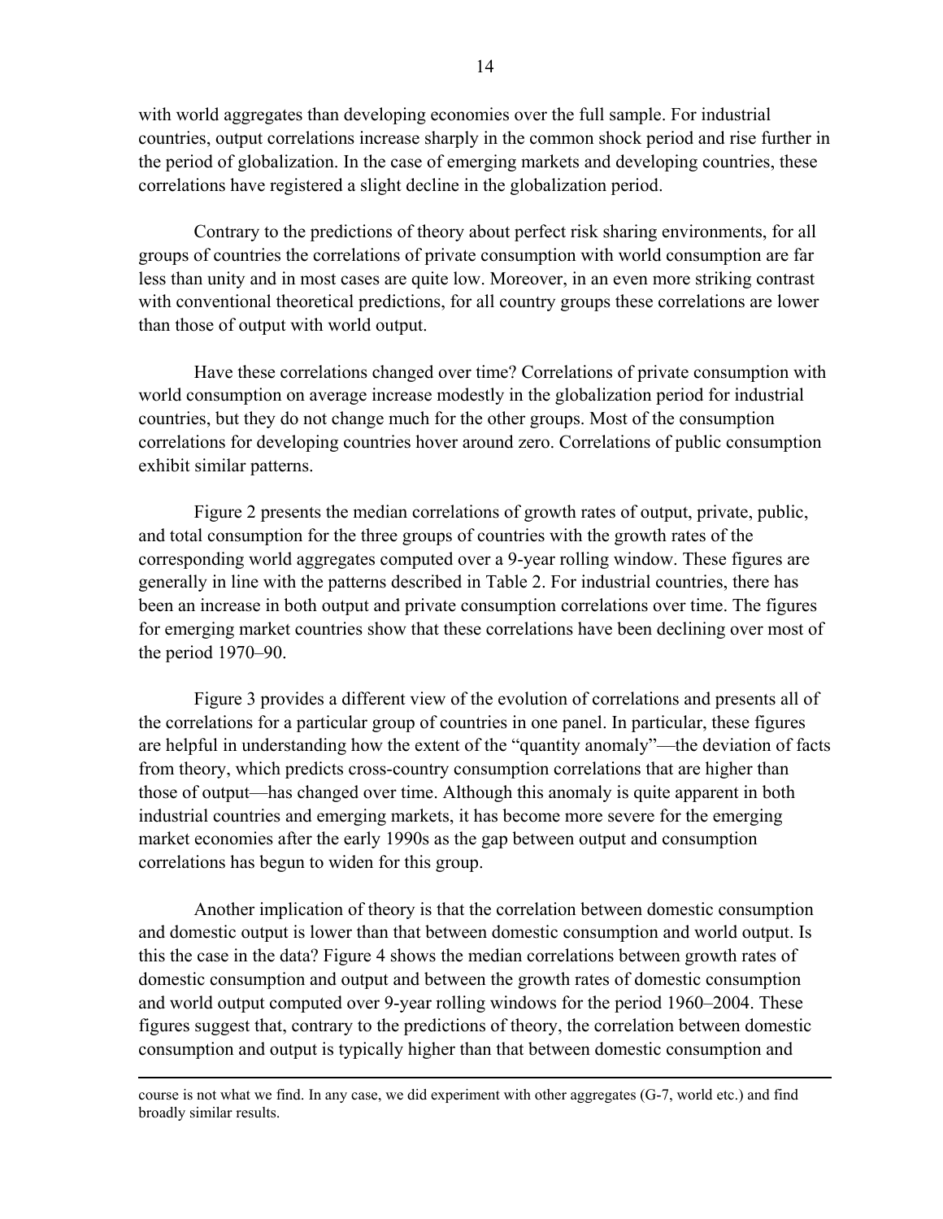with world aggregates than developing economies over the full sample. For industrial countries, output correlations increase sharply in the common shock period and rise further in the period of globalization. In the case of emerging markets and developing countries, these correlations have registered a slight decline in the globalization period.

Contrary to the predictions of theory about perfect risk sharing environments, for all groups of countries the correlations of private consumption with world consumption are far less than unity and in most cases are quite low. Moreover, in an even more striking contrast with conventional theoretical predictions, for all country groups these correlations are lower than those of output with world output.

Have these correlations changed over time? Correlations of private consumption with world consumption on average increase modestly in the globalization period for industrial countries, but they do not change much for the other groups. Most of the consumption correlations for developing countries hover around zero. Correlations of public consumption exhibit similar patterns.

Figure 2 presents the median correlations of growth rates of output, private, public, and total consumption for the three groups of countries with the growth rates of the corresponding world aggregates computed over a 9-year rolling window. These figures are generally in line with the patterns described in Table 2. For industrial countries, there has been an increase in both output and private consumption correlations over time. The figures for emerging market countries show that these correlations have been declining over most of the period 1970–90.

Figure 3 provides a different view of the evolution of correlations and presents all of the correlations for a particular group of countries in one panel. In particular, these figures are helpful in understanding how the extent of the "quantity anomaly"—the deviation of facts from theory, which predicts cross-country consumption correlations that are higher than those of output—has changed over time. Although this anomaly is quite apparent in both industrial countries and emerging markets, it has become more severe for the emerging market economies after the early 1990s as the gap between output and consumption correlations has begun to widen for this group.

Another implication of theory is that the correlation between domestic consumption and domestic output is lower than that between domestic consumption and world output. Is this the case in the data? Figure 4 shows the median correlations between growth rates of domestic consumption and output and between the growth rates of domestic consumption and world output computed over 9-year rolling windows for the period 1960–2004. These figures suggest that, contrary to the predictions of theory, the correlation between domestic consumption and output is typically higher than that between domestic consumption and

---

course is not what we find. In any case, we did experiment with other aggregates (G-7, world etc.) and find broadly similar results.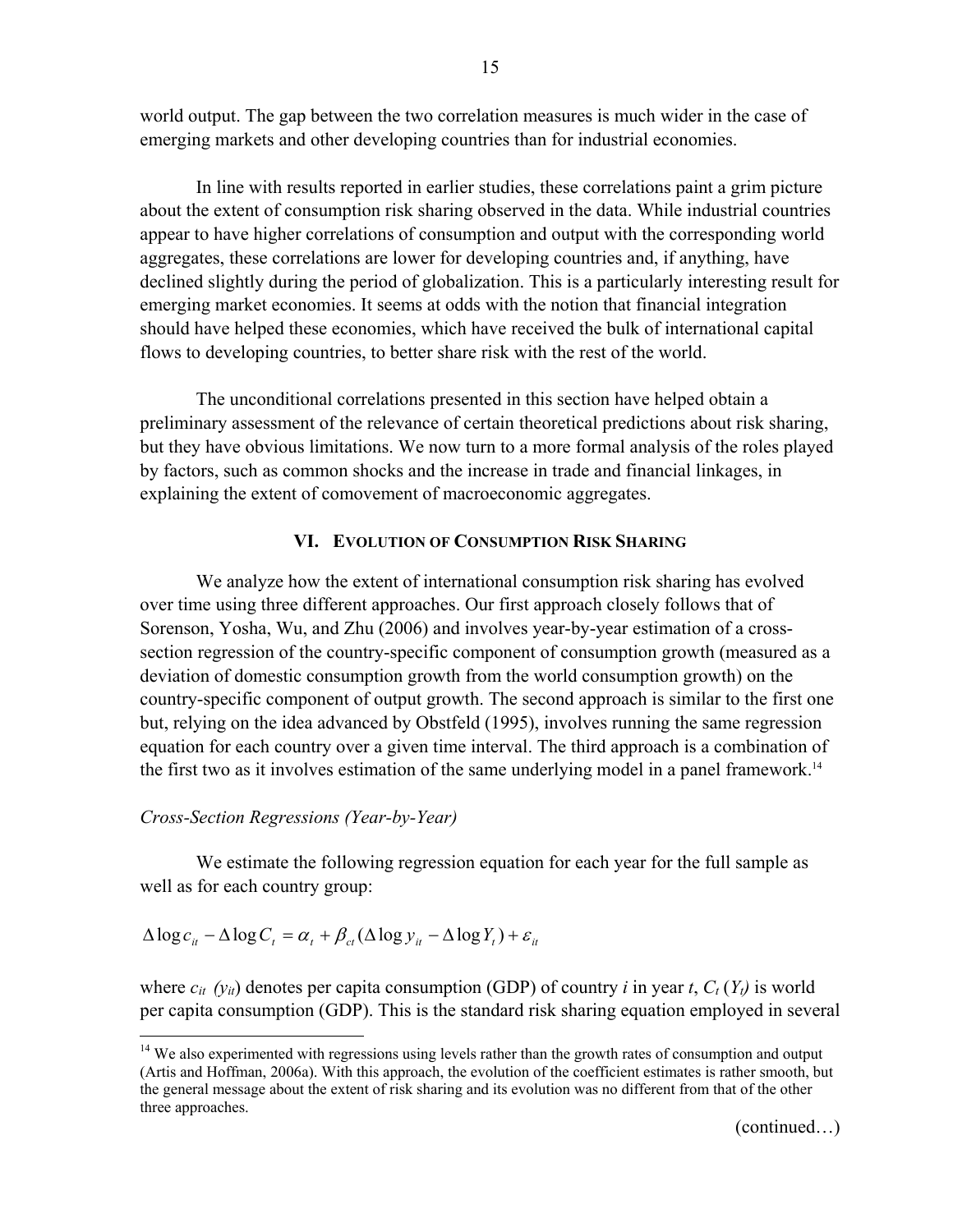world output. The gap between the two correlation measures is much wider in the case of emerging markets and other developing countries than for industrial economies.

In line with results reported in earlier studies, these correlations paint a grim picture about the extent of consumption risk sharing observed in the data. While industrial countries appear to have higher correlations of consumption and output with the corresponding world aggregates, these correlations are lower for developing countries and, if anything, have declined slightly during the period of globalization. This is a particularly interesting result for emerging market economies. It seems at odds with the notion that financial integration should have helped these economies, which have received the bulk of international capital flows to developing countries, to better share risk with the rest of the world.

The unconditional correlations presented in this section have helped obtain a preliminary assessment of the relevance of certain theoretical predictions about risk sharing, but they have obvious limitations. We now turn to a more formal analysis of the roles played by factors, such as common shocks and the increase in trade and financial linkages, in explaining the extent of comovement of macroeconomic aggregates.

## VI. Evolution of Consumption Risk Sharing

We analyze how the extent of international consumption risk sharing has evolved over time using three different approaches. Our first approach closely follows that of Sorenson, Yosha, Wu, and Zhu (2006) and involves year-by-year estimation of a cross-section regression of the country-specific component of consumption growth (measured as a deviation of domestic consumption growth from the world consumption growth) on the country-specific component of output growth. The second approach is similar to the first one but, relying on the idea advanced by Obstfeld (1995), involves running the same regression equation for each country over a given time interval. The third approach is a combination of the first two as it involves estimation of the same underlying model in a panel framework.[14]

*Cross-Section Regressions (Year-by-Year)*

We estimate the following regression equation for each year for the full sample as well as for each country group:

$$\Delta \log c_{it} - \Delta \log C_t = \alpha_t + \beta_{ct}(\Delta \log y_{it} - \Delta \log Y_t) + \varepsilon_{it}$$

where $c_{it}$ ($y_{it}$) denotes per capita consumption (GDP) of country $i$ in year $t$, $C_t$ ($Y_t$) is world per capita consumption (GDP). This is the standard risk sharing equation employed in several

[14] We also experimented with regressions using levels rather than the growth rates of consumption and output (Artis and Hoffman, 2006a). With this approach, the evolution of the coefficient estimates is rather smooth, but the general message about the extent of risk sharing and its evolution was no different from that of the other three approaches.

(continued…)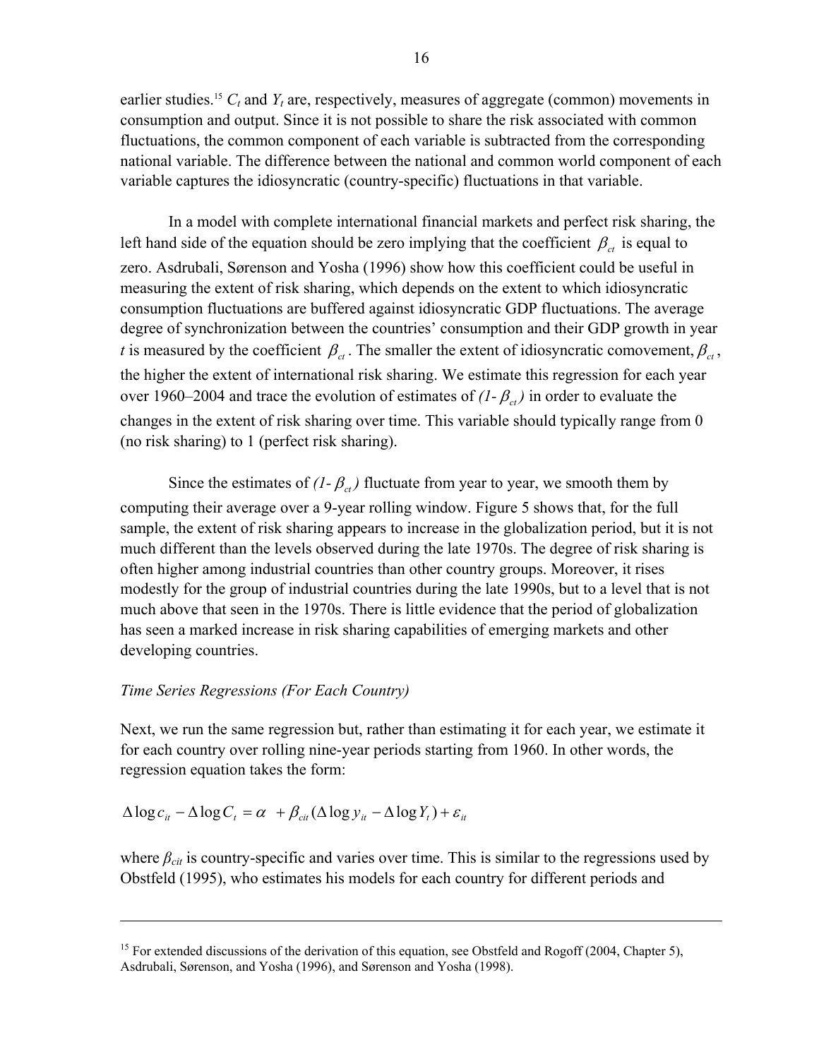earlier studies.[15] $C_t$ and $Y_t$ are, respectively, measures of aggregate (common) movements in consumption and output. Since it is not possible to share the risk associated with common fluctuations, the common component of each variable is subtracted from the corresponding national variable. The difference between the national and common world component of each variable captures the idiosyncratic (country-specific) fluctuations in that variable.

In a model with complete international financial markets and perfect risk sharing, the left hand side of the equation should be zero implying that the coefficient $\beta_{ct}$ is equal to zero. Asdrubali, Sørenson and Yosha (1996) show how this coefficient could be useful in measuring the extent of risk sharing, which depends on the extent to which idiosyncratic consumption fluctuations are buffered against idiosyncratic GDP fluctuations. The average degree of synchronization between the countries' consumption and their GDP growth in year $t$ is measured by the coefficient $\beta_{ct}$. The smaller the extent of idiosyncratic comovement, $\beta_{ct}$, the higher the extent of international risk sharing. We estimate this regression for each year over 1960–2004 and trace the evolution of estimates of $(1- \beta_{ct})$ in order to evaluate the changes in the extent of risk sharing over time. This variable should typically range from 0 (no risk sharing) to 1 (perfect risk sharing).

Since the estimates of $(1- \beta_{ct})$ fluctuate from year to year, we smooth them by computing their average over a 9-year rolling window. Figure 5 shows that, for the full sample, the extent of risk sharing appears to increase in the globalization period, but it is not much different than the levels observed during the late 1970s. The degree of risk sharing is often higher among industrial countries than other country groups. Moreover, it rises modestly for the group of industrial countries during the late 1990s, but to a level that is not much above that seen in the 1970s. There is little evidence that the period of globalization has seen a marked increase in risk sharing capabilities of emerging markets and other developing countries.

*Time Series Regressions (For Each Country)*

Next, we run the same regression but, rather than estimating it for each year, we estimate it for each country over rolling nine-year periods starting from 1960. In other words, the regression equation takes the form:

$$\Delta \log c_{it} - \Delta \log C_t = \alpha + \beta_{cit} (\Delta \log y_{it} - \Delta \log Y_t) + \varepsilon_{it}$$

where $\beta_{cit}$ is country-specific and varies over time. This is similar to the regressions used by Obstfeld (1995), who estimates his models for each country for different periods and

---

[15] For extended discussions of the derivation of this equation, see Obstfeld and Rogoff (2004, Chapter 5), Asdrubali, Sørenson, and Yosha (1996), and Sørenson and Yosha (1998).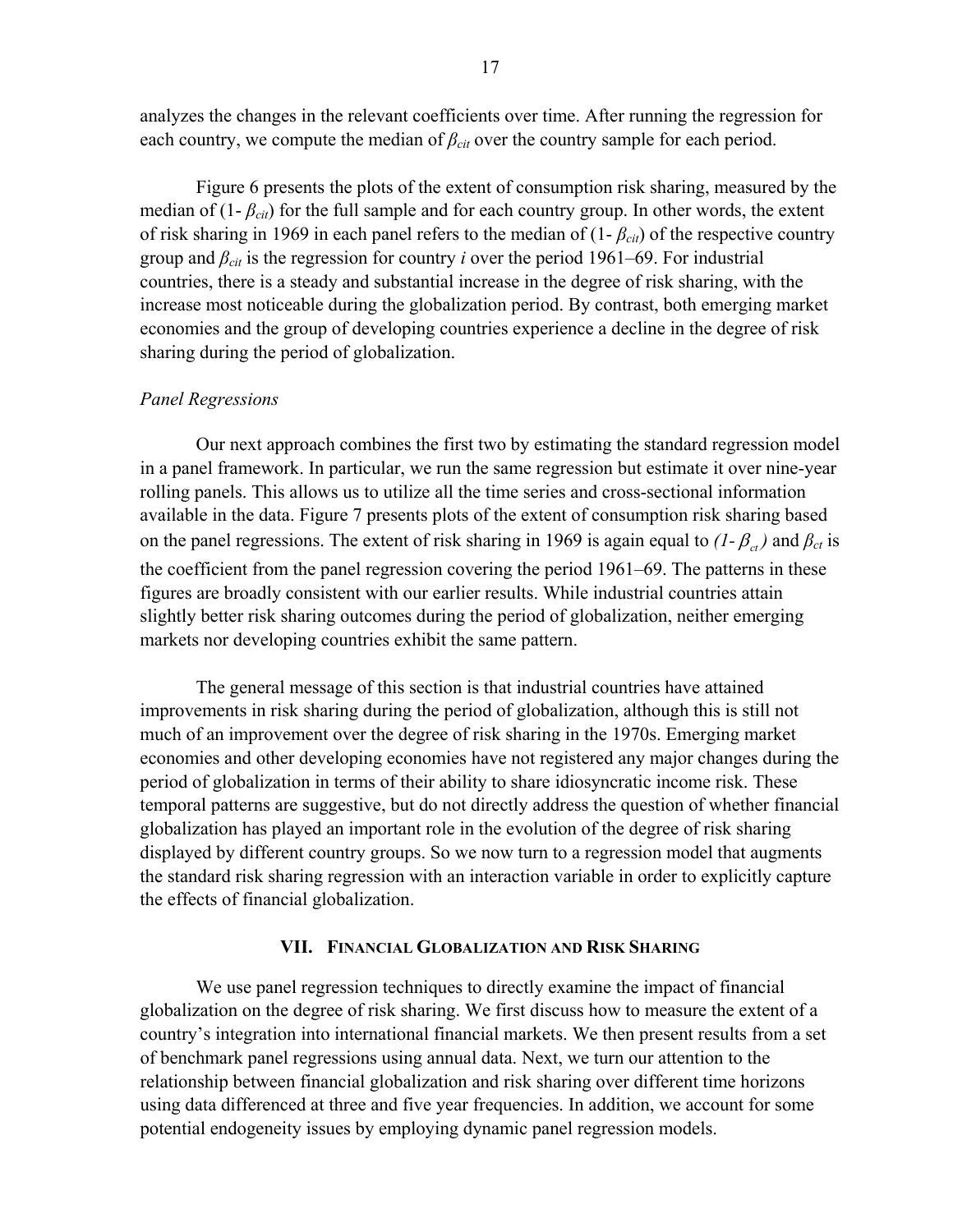analyzes the changes in the relevant coefficients over time. After running the regression for each country, we compute the median of $\beta_{cit}$ over the country sample for each period.

Figure 6 presents the plots of the extent of consumption risk sharing, measured by the median of (1- $\beta_{cit}$) for the full sample and for each country group. In other words, the extent of risk sharing in 1969 in each panel refers to the median of (1- $\beta_{cit}$) of the respective country group and $\beta_{cit}$ is the regression for country *i* over the period 1961–69. For industrial countries, there is a steady and substantial increase in the degree of risk sharing, with the increase most noticeable during the globalization period. By contrast, both emerging market economies and the group of developing countries experience a decline in the degree of risk sharing during the period of globalization.

*Panel Regressions*

Our next approach combines the first two by estimating the standard regression model in a panel framework. In particular, we run the same regression but estimate it over nine-year rolling panels. This allows us to utilize all the time series and cross-sectional information available in the data. Figure 7 presents plots of the extent of consumption risk sharing based on the panel regressions. The extent of risk sharing in 1969 is again equal to *(1-* $\beta_{ct}$*)* and $\beta_{ct}$ is the coefficient from the panel regression covering the period 1961–69. The patterns in these figures are broadly consistent with our earlier results. While industrial countries attain slightly better risk sharing outcomes during the period of globalization, neither emerging markets nor developing countries exhibit the same pattern.

The general message of this section is that industrial countries have attained improvements in risk sharing during the period of globalization, although this is still not much of an improvement over the degree of risk sharing in the 1970s. Emerging market economies and other developing economies have not registered any major changes during the period of globalization in terms of their ability to share idiosyncratic income risk. These temporal patterns are suggestive, but do not directly address the question of whether financial globalization has played an important role in the evolution of the degree of risk sharing displayed by different country groups. So we now turn to a regression model that augments the standard risk sharing regression with an interaction variable in order to explicitly capture the effects of financial globalization.

## VII. Financial Globalization and Risk Sharing

We use panel regression techniques to directly examine the impact of financial globalization on the degree of risk sharing. We first discuss how to measure the extent of a country's integration into international financial markets. We then present results from a set of benchmark panel regressions using annual data. Next, we turn our attention to the relationship between financial globalization and risk sharing over different time horizons using data differenced at three and five year frequencies. In addition, we account for some potential endogeneity issues by employing dynamic panel regression models.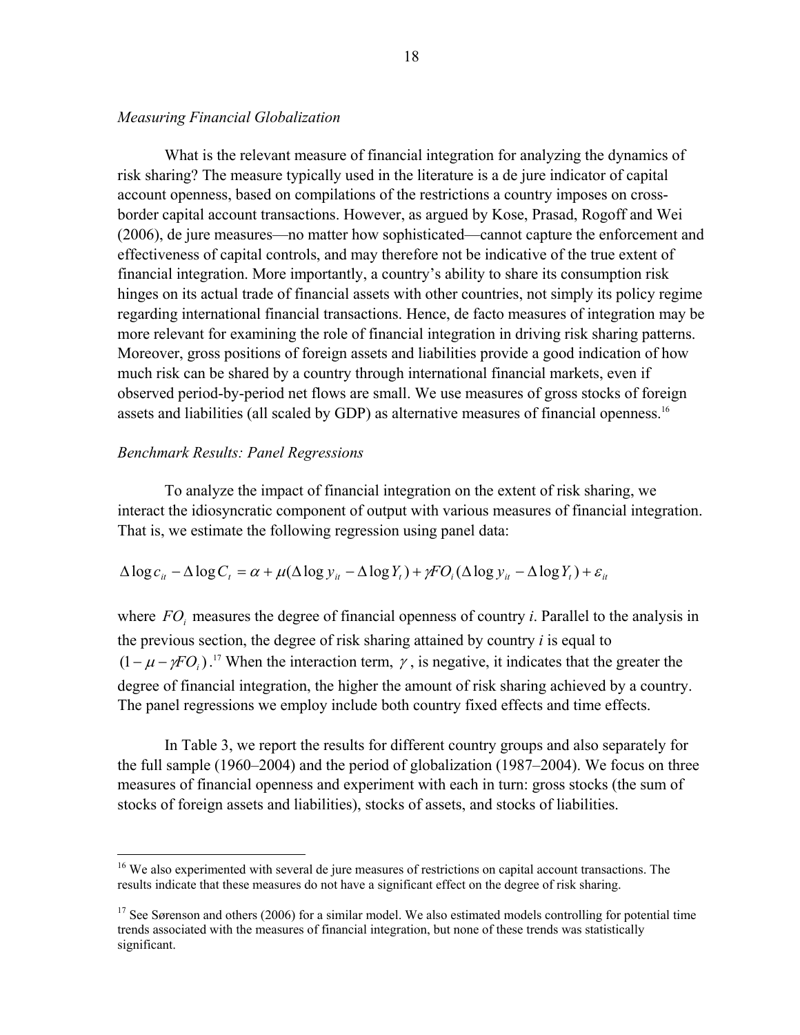*Measuring Financial Globalization*

What is the relevant measure of financial integration for analyzing the dynamics of risk sharing? The measure typically used in the literature is a de jure indicator of capital account openness, based on compilations of the restrictions a country imposes on cross-border capital account transactions. However, as argued by Kose, Prasad, Rogoff and Wei (2006), de jure measures—no matter how sophisticated—cannot capture the enforcement and effectiveness of capital controls, and may therefore not be indicative of the true extent of financial integration. More importantly, a country's ability to share its consumption risk hinges on its actual trade of financial assets with other countries, not simply its policy regime regarding international financial transactions. Hence, de facto measures of integration may be more relevant for examining the role of financial integration in driving risk sharing patterns. Moreover, gross positions of foreign assets and liabilities provide a good indication of how much risk can be shared by a country through international financial markets, even if observed period-by-period net flows are small. We use measures of gross stocks of foreign assets and liabilities (all scaled by GDP) as alternative measures of financial openness.[16]

*Benchmark Results: Panel Regressions*

To analyze the impact of financial integration on the extent of risk sharing, we interact the idiosyncratic component of output with various measures of financial integration. That is, we estimate the following regression using panel data:

$$\Delta \log c_{it} - \Delta \log C_t = \alpha + \mu(\Delta \log y_{it} - \Delta \log Y_t) + \gamma FO_i(\Delta \log y_{it} - \Delta \log Y_t) + \varepsilon_{it}$$

where $FO_i$ measures the degree of financial openness of country *i*. Parallel to the analysis in the previous section, the degree of risk sharing attained by country *i* is equal to $(1 - \mu - \gamma FO_i)$.[17] When the interaction term, $\gamma$, is negative, it indicates that the greater the degree of financial integration, the higher the amount of risk sharing achieved by a country. The panel regressions we employ include both country fixed effects and time effects.

In Table 3, we report the results for different country groups and also separately for the full sample (1960–2004) and the period of globalization (1987–2004). We focus on three measures of financial openness and experiment with each in turn: gross stocks (the sum of stocks of foreign assets and liabilities), stocks of assets, and stocks of liabilities.

---

[16] We also experimented with several de jure measures of restrictions on capital account transactions. The results indicate that these measures do not have a significant effect on the degree of risk sharing.

[17] See Sørenson and others (2006) for a similar model. We also estimated models controlling for potential time trends associated with the measures of financial integration, but none of these trends was statistically significant.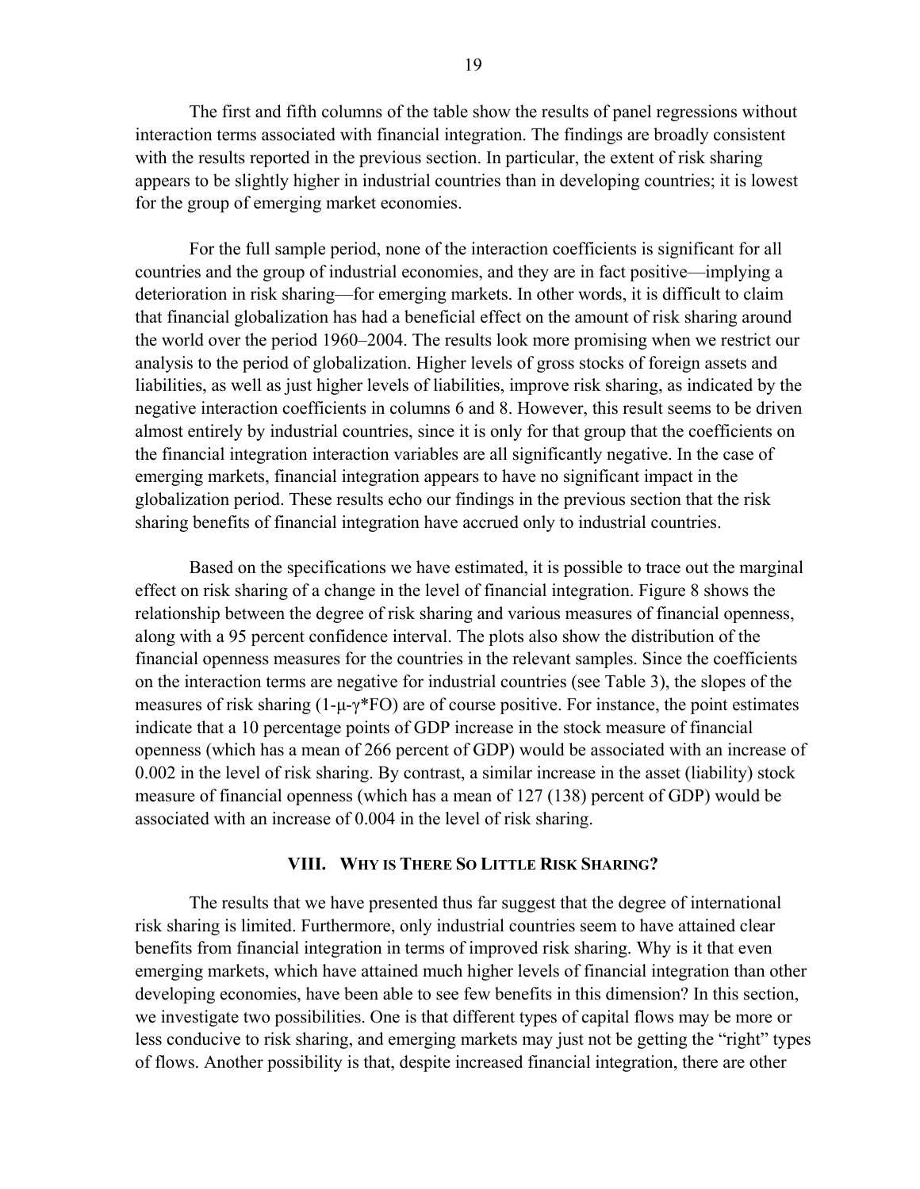The first and fifth columns of the table show the results of panel regressions without interaction terms associated with financial integration. The findings are broadly consistent with the results reported in the previous section. In particular, the extent of risk sharing appears to be slightly higher in industrial countries than in developing countries; it is lowest for the group of emerging market economies.

For the full sample period, none of the interaction coefficients is significant for all countries and the group of industrial economies, and they are in fact positive—implying a deterioration in risk sharing—for emerging markets. In other words, it is difficult to claim that financial globalization has had a beneficial effect on the amount of risk sharing around the world over the period 1960–2004. The results look more promising when we restrict our analysis to the period of globalization. Higher levels of gross stocks of foreign assets and liabilities, as well as just higher levels of liabilities, improve risk sharing, as indicated by the negative interaction coefficients in columns 6 and 8. However, this result seems to be driven almost entirely by industrial countries, since it is only for that group that the coefficients on the financial integration interaction variables are all significantly negative. In the case of emerging markets, financial integration appears to have no significant impact in the globalization period. These results echo our findings in the previous section that the risk sharing benefits of financial integration have accrued only to industrial countries.

Based on the specifications we have estimated, it is possible to trace out the marginal effect on risk sharing of a change in the level of financial integration. Figure 8 shows the relationship between the degree of risk sharing and various measures of financial openness, along with a 95 percent confidence interval. The plots also show the distribution of the financial openness measures for the countries in the relevant samples. Since the coefficients on the interaction terms are negative for industrial countries (see Table 3), the slopes of the measures of risk sharing ($1-\mu-\gamma*FO$) are of course positive. For instance, the point estimates indicate that a 10 percentage points of GDP increase in the stock measure of financial openness (which has a mean of 266 percent of GDP) would be associated with an increase of 0.002 in the level of risk sharing. By contrast, a similar increase in the asset (liability) stock measure of financial openness (which has a mean of 127 (138) percent of GDP) would be associated with an increase of 0.004 in the level of risk sharing.

## VIII. Why Is There So Little Risk Sharing?

The results that we have presented thus far suggest that the degree of international risk sharing is limited. Furthermore, only industrial countries seem to have attained clear benefits from financial integration in terms of improved risk sharing. Why is it that even emerging markets, which have attained much higher levels of financial integration than other developing economies, have been able to see few benefits in this dimension? In this section, we investigate two possibilities. One is that different types of capital flows may be more or less conducive to risk sharing, and emerging markets may just not be getting the "right" types of flows. Another possibility is that, despite increased financial integration, there are other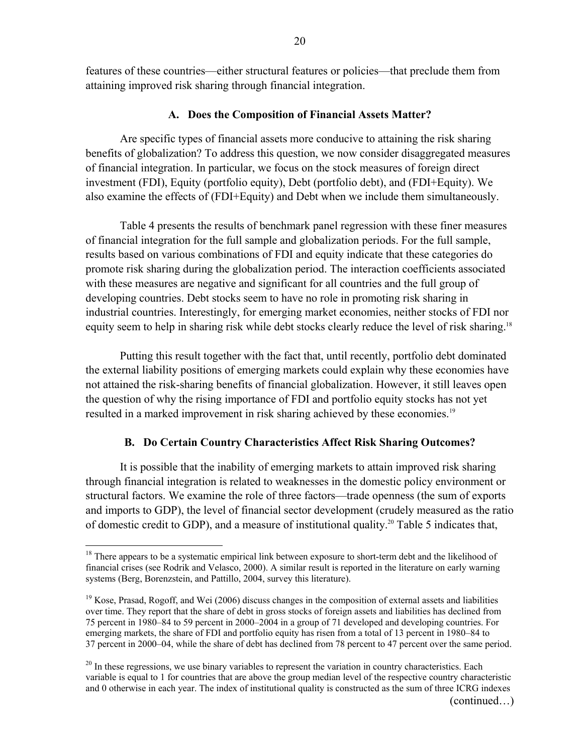features of these countries—either structural features or policies—that preclude them from attaining improved risk sharing through financial integration.

### A. Does the Composition of Financial Assets Matter?

Are specific types of financial assets more conducive to attaining the risk sharing benefits of globalization? To address this question, we now consider disaggregated measures of financial integration. In particular, we focus on the stock measures of foreign direct investment (FDI), Equity (portfolio equity), Debt (portfolio debt), and (FDI+Equity). We also examine the effects of (FDI+Equity) and Debt when we include them simultaneously.

Table 4 presents the results of benchmark panel regression with these finer measures of financial integration for the full sample and globalization periods. For the full sample, results based on various combinations of FDI and equity indicate that these categories do promote risk sharing during the globalization period. The interaction coefficients associated with these measures are negative and significant for all countries and the full group of developing countries. Debt stocks seem to have no role in promoting risk sharing in industrial countries. Interestingly, for emerging market economies, neither stocks of FDI nor equity seem to help in sharing risk while debt stocks clearly reduce the level of risk sharing.[18]

Putting this result together with the fact that, until recently, portfolio debt dominated the external liability positions of emerging markets could explain why these economies have not attained the risk-sharing benefits of financial globalization. However, it still leaves open the question of why the rising importance of FDI and portfolio equity stocks has not yet resulted in a marked improvement in risk sharing achieved by these economies.[19]

### B. Do Certain Country Characteristics Affect Risk Sharing Outcomes?

It is possible that the inability of emerging markets to attain improved risk sharing through financial integration is related to weaknesses in the domestic policy environment or structural factors. We examine the role of three factors—trade openness (the sum of exports and imports to GDP), the level of financial sector development (crudely measured as the ratio of domestic credit to GDP), and a measure of institutional quality.[20] Table 5 indicates that,

---

[18] There appears to be a systematic empirical link between exposure to short-term debt and the likelihood of financial crises (see Rodrik and Velasco, 2000). A similar result is reported in the literature on early warning systems (Berg, Borenzstein, and Pattillo, 2004, survey this literature).

[19] Kose, Prasad, Rogoff, and Wei (2006) discuss changes in the composition of external assets and liabilities over time. They report that the share of debt in gross stocks of foreign assets and liabilities has declined from 75 percent in 1980–84 to 59 percent in 2000–2004 in a group of 71 developed and developing countries. For emerging markets, the share of FDI and portfolio equity has risen from a total of 13 percent in 1980–84 to 37 percent in 2000–04, while the share of debt has declined from 78 percent to 47 percent over the same period.

[20] In these regressions, we use binary variables to represent the variation in country characteristics. Each variable is equal to 1 for countries that are above the group median level of the respective country characteristic and 0 otherwise in each year. The index of institutional quality is constructed as the sum of three ICRG indexes (continued…)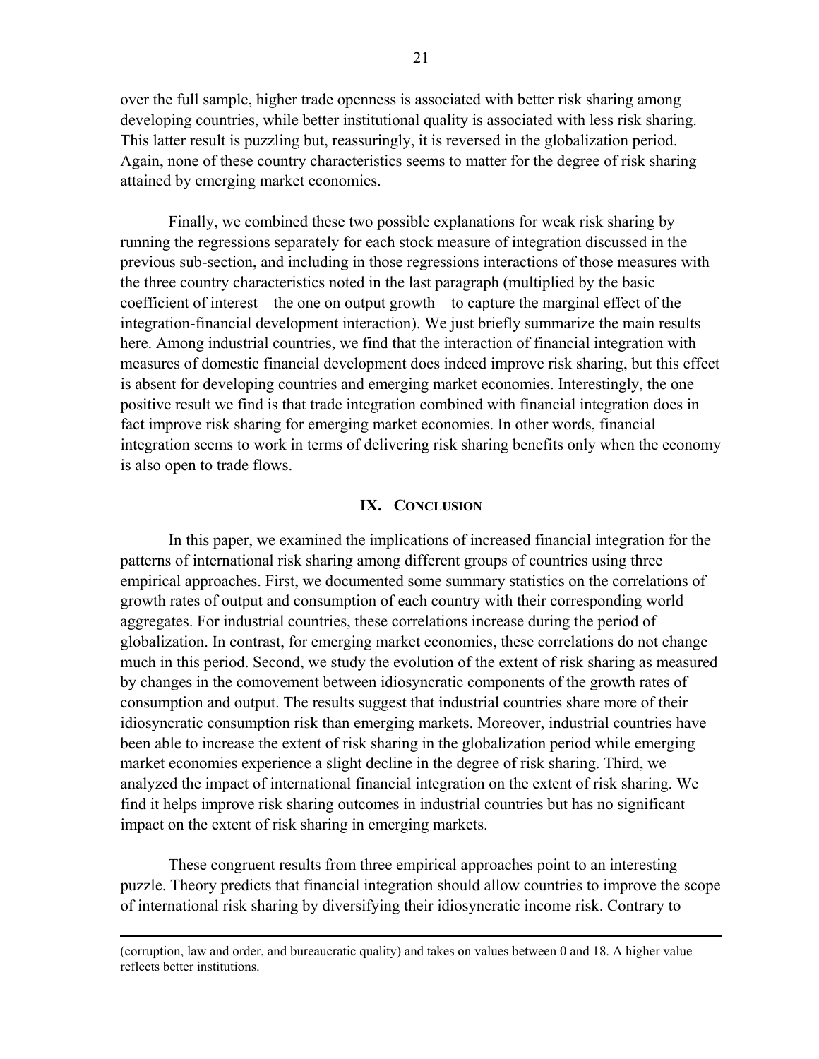over the full sample, higher trade openness is associated with better risk sharing among developing countries, while better institutional quality is associated with less risk sharing. This latter result is puzzling but, reassuringly, it is reversed in the globalization period. Again, none of these country characteristics seems to matter for the degree of risk sharing attained by emerging market economies.

Finally, we combined these two possible explanations for weak risk sharing by running the regressions separately for each stock measure of integration discussed in the previous sub-section, and including in those regressions interactions of those measures with the three country characteristics noted in the last paragraph (multiplied by the basic coefficient of interest—the one on output growth—to capture the marginal effect of the integration-financial development interaction). We just briefly summarize the main results here. Among industrial countries, we find that the interaction of financial integration with measures of domestic financial development does indeed improve risk sharing, but this effect is absent for developing countries and emerging market economies. Interestingly, the one positive result we find is that trade integration combined with financial integration does in fact improve risk sharing for emerging market economies. In other words, financial integration seems to work in terms of delivering risk sharing benefits only when the economy is also open to trade flows.

## IX. Conclusion

In this paper, we examined the implications of increased financial integration for the patterns of international risk sharing among different groups of countries using three empirical approaches. First, we documented some summary statistics on the correlations of growth rates of output and consumption of each country with their corresponding world aggregates. For industrial countries, these correlations increase during the period of globalization. In contrast, for emerging market economies, these correlations do not change much in this period. Second, we study the evolution of the extent of risk sharing as measured by changes in the comovement between idiosyncratic components of the growth rates of consumption and output. The results suggest that industrial countries share more of their idiosyncratic consumption risk than emerging markets. Moreover, industrial countries have been able to increase the extent of risk sharing in the globalization period while emerging market economies experience a slight decline in the degree of risk sharing. Third, we analyzed the impact of international financial integration on the extent of risk sharing. We find it helps improve risk sharing outcomes in industrial countries but has no significant impact on the extent of risk sharing in emerging markets.

These congruent results from three empirical approaches point to an interesting puzzle. Theory predicts that financial integration should allow countries to improve the scope of international risk sharing by diversifying their idiosyncratic income risk. Contrary to

(corruption, law and order, and bureaucratic quality) and takes on values between 0 and 18. A higher value reflects better institutions.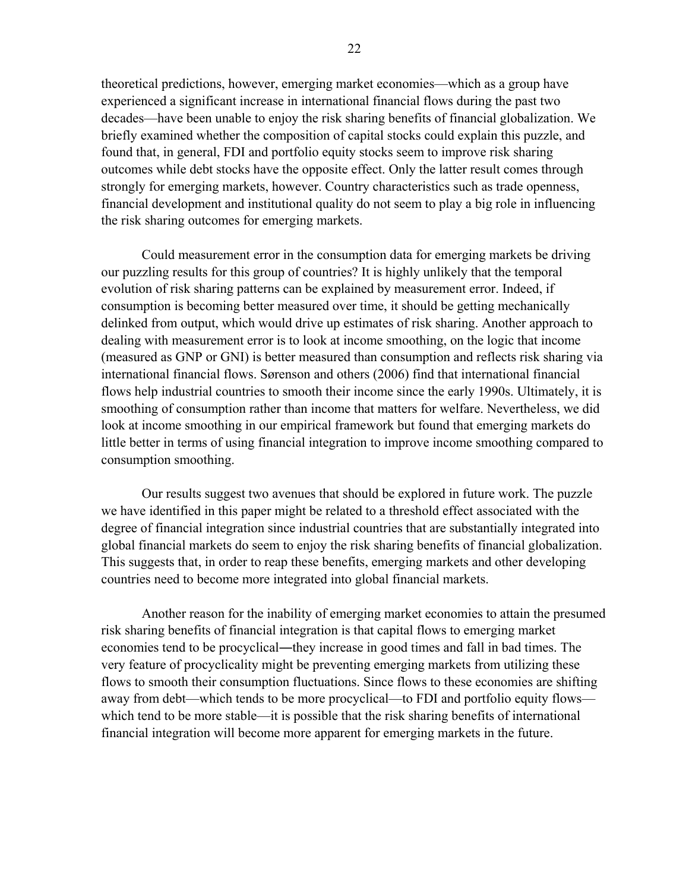theoretical predictions, however, emerging market economies—which as a group have experienced a significant increase in international financial flows during the past two decades—have been unable to enjoy the risk sharing benefits of financial globalization. We briefly examined whether the composition of capital stocks could explain this puzzle, and found that, in general, FDI and portfolio equity stocks seem to improve risk sharing outcomes while debt stocks have the opposite effect. Only the latter result comes through strongly for emerging markets, however. Country characteristics such as trade openness, financial development and institutional quality do not seem to play a big role in influencing the risk sharing outcomes for emerging markets.

Could measurement error in the consumption data for emerging markets be driving our puzzling results for this group of countries? It is highly unlikely that the temporal evolution of risk sharing patterns can be explained by measurement error. Indeed, if consumption is becoming better measured over time, it should be getting mechanically delinked from output, which would drive up estimates of risk sharing. Another approach to dealing with measurement error is to look at income smoothing, on the logic that income (measured as GNP or GNI) is better measured than consumption and reflects risk sharing via international financial flows. Sørenson and others (2006) find that international financial flows help industrial countries to smooth their income since the early 1990s. Ultimately, it is smoothing of consumption rather than income that matters for welfare. Nevertheless, we did look at income smoothing in our empirical framework but found that emerging markets do little better in terms of using financial integration to improve income smoothing compared to consumption smoothing.

Our results suggest two avenues that should be explored in future work. The puzzle we have identified in this paper might be related to a threshold effect associated with the degree of financial integration since industrial countries that are substantially integrated into global financial markets do seem to enjoy the risk sharing benefits of financial globalization. This suggests that, in order to reap these benefits, emerging markets and other developing countries need to become more integrated into global financial markets.

Another reason for the inability of emerging market economies to attain the presumed risk sharing benefits of financial integration is that capital flows to emerging market economies tend to be procyclical―they increase in good times and fall in bad times. The very feature of procyclicality might be preventing emerging markets from utilizing these flows to smooth their consumption fluctuations. Since flows to these economies are shifting away from debt—which tends to be more procyclical—to FDI and portfolio equity flows—which tend to be more stable—it is possible that the risk sharing benefits of international financial integration will become more apparent for emerging markets in the future.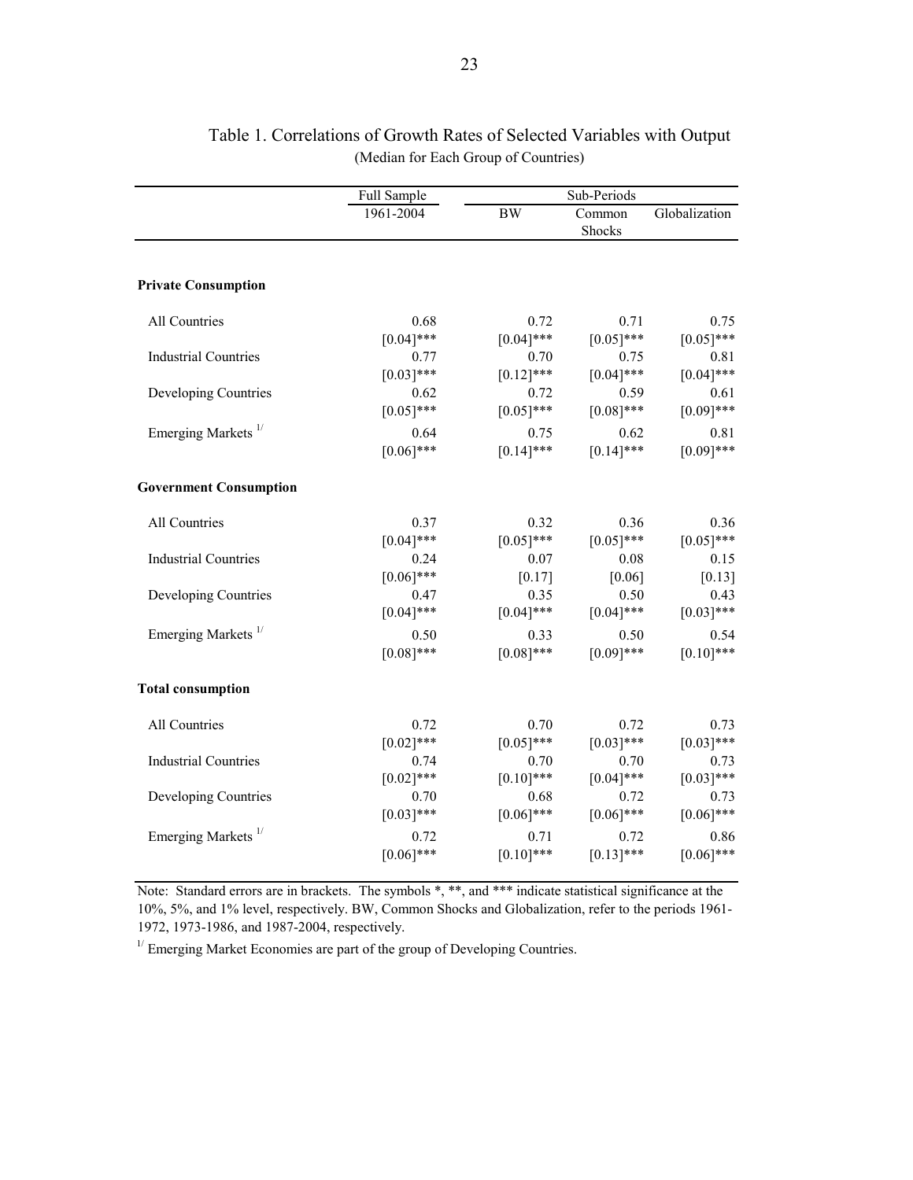# Table 1. Correlations of Growth Rates of Selected Variables with Output

(Median for Each Group of Countries)

| | Full Sample | Sub-Periods | | |
|---|---|---|---|---|
| | 1961-2004 | BW | Common Shocks | Globalization |
| **Private Consumption** | | | | |
| All Countries | 0.68 | 0.72 | 0.71 | 0.75 |
| | [0.04]*** | [0.04]*** | [0.05]*** | [0.05]*** |
| Industrial Countries | 0.77 | 0.70 | 0.75 | 0.81 |
| | [0.03]*** | [0.12]*** | [0.04]*** | [0.04]*** |
| Developing Countries | 0.62 | 0.72 | 0.59 | 0.61 |
| | [0.05]*** | [0.05]*** | [0.08]*** | [0.09]*** |
| Emerging Markets [1/] | 0.64 | 0.75 | 0.62 | 0.81 |
| | [0.06]*** | [0.14]*** | [0.14]*** | [0.09]*** |
| **Government Consumption** | | | | |
| All Countries | 0.37 | 0.32 | 0.36 | 0.36 |
| | [0.04]*** | [0.05]*** | [0.05]*** | [0.05]*** |
| Industrial Countries | 0.24 | 0.07 | 0.08 | 0.15 |
| | [0.06]*** | [0.17] | [0.06] | [0.13] |
| Developing Countries | 0.47 | 0.35 | 0.50 | 0.43 |
| | [0.04]*** | [0.04]*** | [0.04]*** | [0.03]*** |
| Emerging Markets [1/] | 0.50 | 0.33 | 0.50 | 0.54 |
| | [0.08]*** | [0.08]*** | [0.09]*** | [0.10]*** |
| **Total consumption** | | | | |
| All Countries | 0.72 | 0.70 | 0.72 | 0.73 |
| | [0.02]*** | [0.05]*** | [0.03]*** | [0.03]*** |
| Industrial Countries | 0.74 | 0.70 | 0.70 | 0.73 |
| | [0.02]*** | [0.10]*** | [0.04]*** | [0.03]*** |
| Developing Countries | 0.70 | 0.68 | 0.72 | 0.73 |
| | [0.03]*** | [0.06]*** | [0.06]*** | [0.06]*** |
| Emerging Markets [1/] | 0.72 | 0.71 | 0.72 | 0.86 |
| | [0.06]*** | [0.10]*** | [0.13]*** | [0.06]*** |

Note: Standard errors are in brackets. The symbols *, **, and *** indicate statistical significance at the 10%, 5%, and 1% level, respectively. BW, Common Shocks and Globalization, refer to the periods 1961-1972, 1973-1986, and 1987-2004, respectively.

[1/] Emerging Market Economies are part of the group of Developing Countries.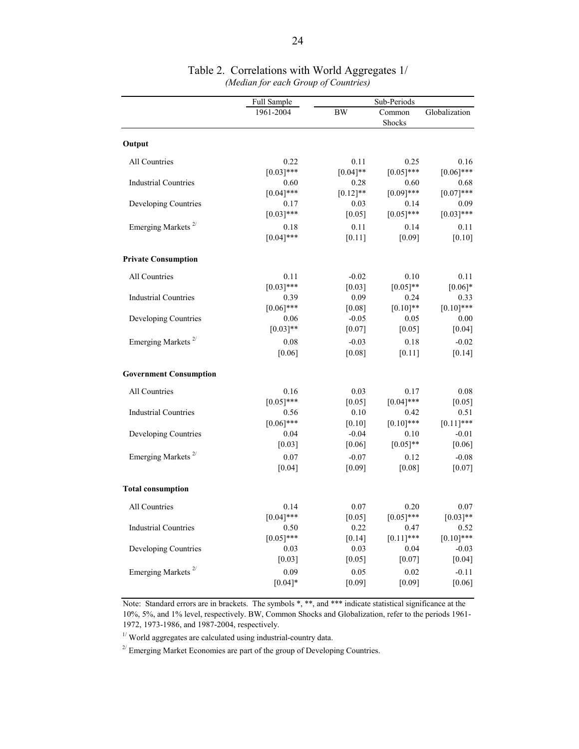# Table 2. Correlations with World Aggregates 1/

*(Median for each Group of Countries)*

| | Full Sample | Sub-Periods | | |
|---|---|---|---|---|
| | 1961-2004 | BW | Common Shocks | Globalization |
| **Output** | | | | |
| All Countries | 0.22 | 0.11 | 0.25 | 0.16 |
| | [0.03]*** | [0.04]** | [0.05]*** | [0.06]*** |
| Industrial Countries | 0.60 | 0.28 | 0.60 | 0.68 |
| | [0.04]*** | [0.12]** | [0.09]*** | [0.07]*** |
| Developing Countries | 0.17 | 0.03 | 0.14 | 0.09 |
| | [0.03]*** | [0.05] | [0.05]*** | [0.03]*** |
| Emerging Markets 2/ | 0.18 | 0.11 | 0.14 | 0.11 |
| | [0.04]*** | [0.11] | [0.09] | [0.10] |
| **Private Consumption** | | | | |
| All Countries | 0.11 | -0.02 | 0.10 | 0.11 |
| | [0.03]*** | [0.03] | [0.05]** | [0.06]* |
| Industrial Countries | 0.39 | 0.09 | 0.24 | 0.33 |
| | [0.06]*** | [0.08] | [0.10]** | [0.10]*** |
| Developing Countries | 0.06 | -0.05 | 0.05 | 0.00 |
| | [0.03]** | [0.07] | [0.05] | [0.04] |
| Emerging Markets 2/ | 0.08 | -0.03 | 0.18 | -0.02 |
| | [0.06] | [0.08] | [0.11] | [0.14] |
| **Government Consumption** | | | | |
| All Countries | 0.16 | 0.03 | 0.17 | 0.08 |
| | [0.05]*** | [0.05] | [0.04]*** | [0.05] |
| Industrial Countries | 0.56 | 0.10 | 0.42 | 0.51 |
| | [0.06]*** | [0.10] | [0.10]*** | [0.11]*** |
| Developing Countries | 0.04 | -0.04 | 0.10 | -0.01 |
| | [0.03] | [0.06] | [0.05]** | [0.06] |
| Emerging Markets 2/ | 0.07 | -0.07 | 0.12 | -0.08 |
| | [0.04] | [0.09] | [0.08] | [0.07] |
| **Total consumption** | | | | |
| All Countries | 0.14 | 0.07 | 0.20 | 0.07 |
| | [0.04]*** | [0.05] | [0.05]*** | [0.03]** |
| Industrial Countries | 0.50 | 0.22 | 0.47 | 0.52 |
| | [0.05]*** | [0.14] | [0.11]*** | [0.10]*** |
| Developing Countries | 0.03 | 0.03 | 0.04 | -0.03 |
| | [0.03] | [0.05] | [0.07] | [0.04] |
| Emerging Markets 2/ | 0.09 | 0.05 | 0.02 | -0.11 |
| | [0.04]* | [0.09] | [0.09] | [0.06] |

Note: Standard errors are in brackets. The symbols *, **, and *** indicate statistical significance at the 10%, 5%, and 1% level, respectively. BW, Common Shocks and Globalization, refer to the periods 1961-1972, 1973-1986, and 1987-2004, respectively.

1/ World aggregates are calculated using industrial-country data.

2/ Emerging Market Economies are part of the group of Developing Countries.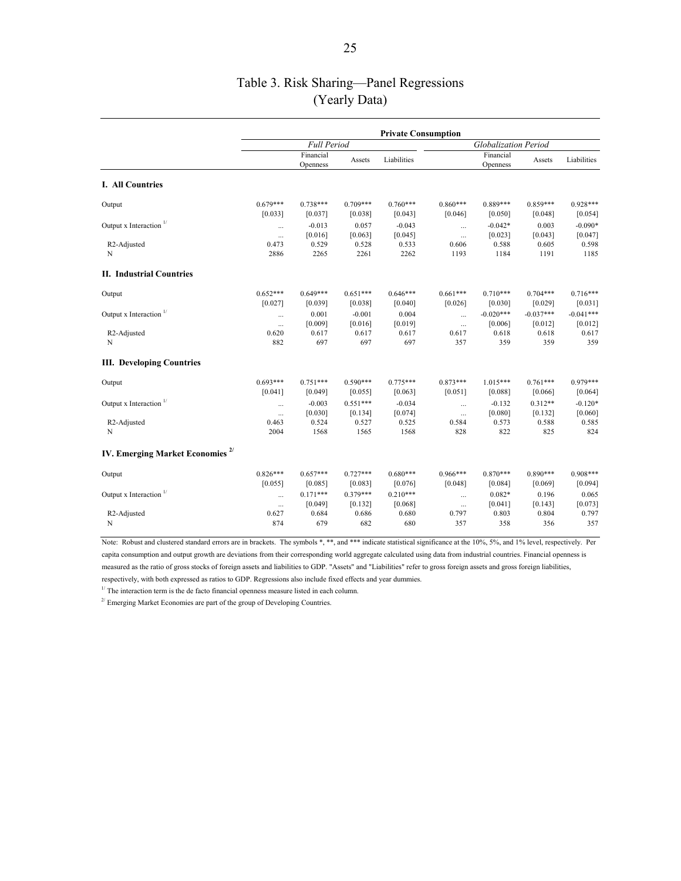# Table 3. Risk Sharing—Panel Regressions (Yearly Data)

| | Private Consumption | | | | | | | |
|---|---|---|---|---|---|---|---|---|
| | *Full Period* | | | | *Globalization Period* | | | |
| | | Financial Openness | Assets | Liabilities | | Financial Openness | Assets | Liabilities |
| **I. All Countries** | | | | | | | | |
| Output | 0.679*** | 0.738*** | 0.709*** | 0.760*** | 0.860*** | 0.889*** | 0.859*** | 0.928*** |
| | [0.033] | [0.037] | [0.038] | [0.043] | [0.046] | [0.050] | [0.048] | [0.054] |
| Output x Interaction [1/] | ... | -0.013 | 0.057 | -0.043 | ... | -0.042* | 0.003 | -0.090* |
| | ... | [0.016] | [0.063] | [0.045] | ... | [0.023] | [0.043] | [0.047] |
| R2-Adjusted | 0.473 | 0.529 | 0.528 | 0.533 | 0.606 | 0.588 | 0.605 | 0.598 |
| N | 2886 | 2265 | 2261 | 2262 | 1193 | 1184 | 1191 | 1185 |
| **II. Industrial Countries** | | | | | | | | |
| Output | 0.652*** | 0.649*** | 0.651*** | 0.646*** | 0.661*** | 0.710*** | 0.704*** | 0.716*** |
| | [0.027] | [0.039] | [0.038] | [0.040] | [0.026] | [0.030] | [0.029] | [0.031] |
| Output x Interaction [1/] | ... | 0.001 | -0.001 | 0.004 | ... | -0.020*** | -0.037*** | -0.041*** |
| | ... | [0.009] | [0.016] | [0.019] | ... | [0.006] | [0.012] | [0.012] |
| R2-Adjusted | 0.620 | 0.617 | 0.617 | 0.617 | 0.617 | 0.618 | 0.618 | 0.617 |
| N | 882 | 697 | 697 | 697 | 357 | 359 | 359 | 359 |
| **III. Developing Countries** | | | | | | | | |
| Output | 0.693*** | 0.751*** | 0.590*** | 0.775*** | 0.873*** | 1.015*** | 0.761*** | 0.979*** |
| | [0.041] | [0.049] | [0.055] | [0.063] | [0.051] | [0.088] | [0.066] | [0.064] |
| Output x Interaction [1/] | ... | -0.003 | 0.551*** | -0.034 | ... | -0.132 | 0.312** | -0.120* |
| | ... | [0.030] | [0.134] | [0.074] | ... | [0.080] | [0.132] | [0.060] |
| R2-Adjusted | 0.463 | 0.524 | 0.527 | 0.525 | 0.584 | 0.573 | 0.588 | 0.585 |
| N | 2004 | 1568 | 1565 | 1568 | 828 | 822 | 825 | 824 |
| **IV. Emerging Market Economies [2/]** | | | | | | | | |
| Output | 0.826*** | 0.657*** | 0.727*** | 0.680*** | 0.966*** | 0.870*** | 0.890*** | 0.908*** |
| | [0.055] | [0.085] | [0.083] | [0.076] | [0.048] | [0.084] | [0.069] | [0.094] |
| Output x Interaction [1/] | ... | 0.171*** | 0.379*** | 0.210*** | ... | 0.082* | 0.196 | 0.065 |
| | ... | [0.049] | [0.132] | [0.068] | ... | [0.041] | [0.143] | [0.073] |
| R2-Adjusted | 0.627 | 0.684 | 0.686 | 0.680 | 0.797 | 0.803 | 0.804 | 0.797 |
| N | 874 | 679 | 682 | 680 | 357 | 358 | 356 | 357 |

Note: Robust and clustered standard errors are in brackets. The symbols *, **, and *** indicate statistical significance at the 10%, 5%, and 1% level, respectively. Per capita consumption and output growth are deviations from their corresponding world aggregate calculated using data from industrial countries. Financial openness is measured as the ratio of gross stocks of foreign assets and liabilities to GDP. "Assets" and "Liabilities" refer to gross foreign assets and gross foreign liabilities, respectively, with both expressed as ratios to GDP. Regressions also include fixed effects and year dummies.

[1/] The interaction term is the de facto financial openness measure listed in each column.

[2/] Emerging Market Economies are part of the group of Developing Countries.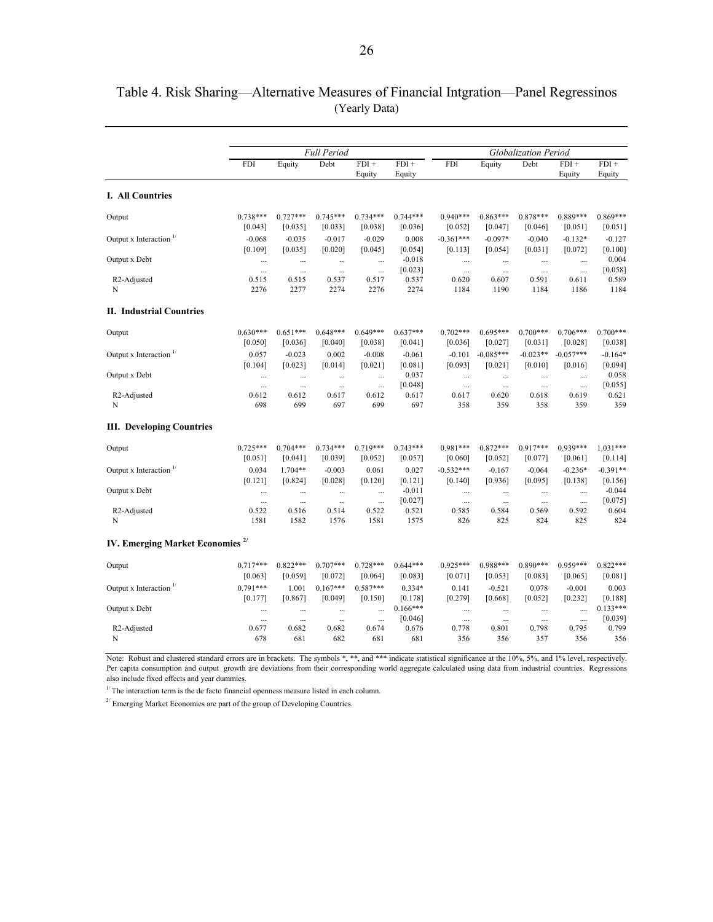# Table 4. Risk Sharing—Alternative Measures of Financial Intgration—Panel Regressinos

(Yearly Data)

| | *Full Period* | | | | | *Globalization Period* | | | | |
|---|---|---|---|---|---|---|---|---|---|---|
| | FDI | Equity | Debt | FDI + Equity | FDI + Equity | FDI | Equity | Debt | FDI + Equity | FDI + Equity |
| **I. All Countries** | | | | | | | | | | |
| Output | 0.738*** | 0.727*** | 0.745*** | 0.734*** | 0.744*** | 0.940*** | 0.863*** | 0.878*** | 0.889*** | 0.869*** |
| | [0.043] | [0.035] | [0.033] | [0.038] | [0.036] | [0.052] | [0.047] | [0.046] | [0.051] | [0.051] |
| Output x Interaction [1/] | -0.068 | -0.035 | -0.017 | -0.029 | 0.008 | -0.361*** | -0.097* | -0.040 | -0.132* | -0.127 |
| | [0.109] | [0.035] | [0.020] | [0.045] | [0.054] | [0.113] | [0.054] | [0.031] | [0.072] | [0.100] |
| Output x Debt | ... | ... | ... | ... | -0.018 | ... | ... | ... | ... | 0.004 |
| | ... | ... | ... | ... | [0.023] | ... | ... | ... | ... | [0.058] |
| R2-Adjusted | 0.515 | 0.515 | 0.537 | 0.517 | 0.537 | 0.620 | 0.607 | 0.591 | 0.611 | 0.589 |
| N | 2276 | 2277 | 2274 | 2276 | 2274 | 1184 | 1190 | 1184 | 1186 | 1184 |
| **II. Industrial Countries** | | | | | | | | | | |
| Output | 0.630*** | 0.651*** | 0.648*** | 0.649*** | 0.637*** | 0.702*** | 0.695*** | 0.700*** | 0.706*** | 0.700*** |
| | [0.050] | [0.036] | [0.040] | [0.038] | [0.041] | [0.036] | [0.027] | [0.031] | [0.028] | [0.038] |
| Output x Interaction [1/] | 0.057 | -0.023 | 0.002 | -0.008 | -0.061 | -0.101 | -0.085*** | -0.023** | -0.057*** | -0.164* |
| | [0.104] | [0.023] | [0.014] | [0.021] | [0.081] | [0.093] | [0.021] | [0.010] | [0.016] | [0.094] |
| Output x Debt | ... | ... | ... | ... | 0.037 | ... | ... | ... | ... | 0.058 |
| | ... | ... | ... | ... | [0.048] | ... | ... | ... | ... | [0.055] |
| R2-Adjusted | 0.612 | 0.612 | 0.617 | 0.612 | 0.617 | 0.617 | 0.620 | 0.618 | 0.619 | 0.621 |
| N | 698 | 699 | 697 | 699 | 697 | 358 | 359 | 358 | 359 | 359 |
| **III. Developing Countries** | | | | | | | | | | |
| Output | 0.725*** | 0.704*** | 0.734*** | 0.719*** | 0.743*** | 0.981*** | 0.872*** | 0.917*** | 0.939*** | 1.031*** |
| | [0.051] | [0.041] | [0.039] | [0.052] | [0.057] | [0.060] | [0.052] | [0.077] | [0.061] | [0.114] |
| Output x Interaction [1/] | 0.034 | 1.704** | -0.003 | 0.061 | 0.027 | -0.532*** | -0.167 | -0.064 | -0.236* | -0.391** |
| | [0.121] | [0.824] | [0.028] | [0.120] | [0.121] | [0.140] | [0.936] | [0.095] | [0.138] | [0.156] |
| Output x Debt | ... | ... | ... | ... | -0.011 | ... | ... | ... | ... | -0.044 |
| | ... | ... | ... | ... | [0.027] | ... | ... | ... | ... | [0.075] |
| R2-Adjusted | 0.522 | 0.516 | 0.514 | 0.522 | 0.521 | 0.585 | 0.584 | 0.569 | 0.592 | 0.604 |
| N | 1581 | 1582 | 1576 | 1581 | 1575 | 826 | 825 | 824 | 825 | 824 |
| **IV. Emerging Market Economies [2/]** | | | | | | | | | | |
| Output | 0.717*** | 0.822*** | 0.707*** | 0.728*** | 0.644*** | 0.925*** | 0.988*** | 0.890*** | 0.959*** | 0.822*** |
| | [0.063] | [0.059] | [0.072] | [0.064] | [0.083] | [0.071] | [0.053] | [0.083] | [0.065] | [0.081] |
| Output x Interaction [1/] | 0.791*** | 1.001 | 0.167*** | 0.587*** | 0.334* | 0.141 | -0.521 | 0.078 | -0.001 | 0.003 |
| | [0.177] | [0.867] | [0.049] | [0.150] | [0.178] | [0.279] | [0.668] | [0.052] | [0.232] | [0.188] |
| Output x Debt | ... | ... | ... | ... | 0.166*** | ... | ... | ... | ... | 0.133*** |
| | ... | ... | ... | ... | [0.046] | ... | ... | ... | ... | [0.039] |
| R2-Adjusted | 0.677 | 0.682 | 0.682 | 0.674 | 0.676 | 0.778 | 0.801 | 0.798 | 0.795 | 0.799 |
| N | 678 | 681 | 682 | 681 | 681 | 356 | 356 | 357 | 356 | 356 |

Note: Robust and clustered standard errors are in brackets. The symbols *, **, and *** indicate statistical significance at the 10%, 5%, and 1% level, respectively. Per capita consumption and output growth are deviations from their corresponding world aggregate calculated using data from industrial countries. Regressions also include fixed effects and year dummies.

[1/] The interaction term is the de facto financial openness measure listed in each column.

[2/] Emerging Market Economies are part of the group of Developing Countries.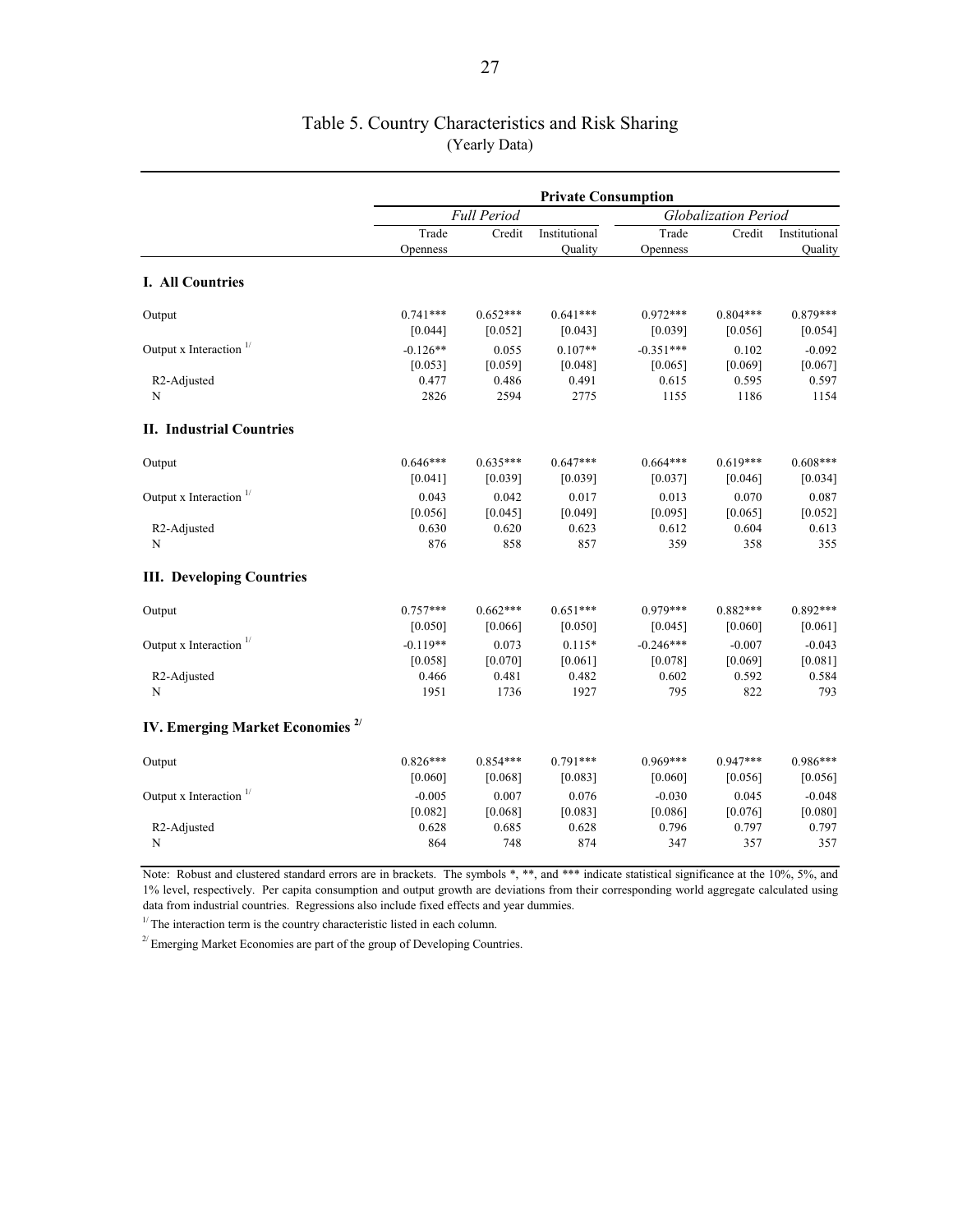# Table 5. Country Characteristics and Risk Sharing

(Yearly Data)

| | Private Consumption | | | | | |
|---|---|---|---|---|---|---|
| | *Full Period* | | | *Globalization Period* | | |
| | Trade Openness | Credit | Institutional Quality | Trade Openness | Credit | Institutional Quality |
| **I. All Countries** | | | | | | |
| Output | 0.741*** | 0.652*** | 0.641*** | 0.972*** | 0.804*** | 0.879*** |
| | [0.044] | [0.052] | [0.043] | [0.039] | [0.056] | [0.054] |
| Output x Interaction [1/] | -0.126** | 0.055 | 0.107** | -0.351*** | 0.102 | -0.092 |
| | [0.053] | [0.059] | [0.048] | [0.065] | [0.069] | [0.067] |
| R2-Adjusted | 0.477 | 0.486 | 0.491 | 0.615 | 0.595 | 0.597 |
| N | 2826 | 2594 | 2775 | 1155 | 1186 | 1154 |
| **II. Industrial Countries** | | | | | | |
| Output | 0.646*** | 0.635*** | 0.647*** | 0.664*** | 0.619*** | 0.608*** |
| | [0.041] | [0.039] | [0.039] | [0.037] | [0.046] | [0.034] |
| Output x Interaction [1/] | 0.043 | 0.042 | 0.017 | 0.013 | 0.070 | 0.087 |
| | [0.056] | [0.045] | [0.049] | [0.095] | [0.065] | [0.052] |
| R2-Adjusted | 0.630 | 0.620 | 0.623 | 0.612 | 0.604 | 0.613 |
| N | 876 | 858 | 857 | 359 | 358 | 355 |
| **III. Developing Countries** | | | | | | |
| Output | 0.757*** | 0.662*** | 0.651*** | 0.979*** | 0.882*** | 0.892*** |
| | [0.050] | [0.066] | [0.050] | [0.045] | [0.060] | [0.061] |
| Output x Interaction [1/] | -0.119** | 0.073 | 0.115* | -0.246*** | -0.007 | -0.043 |
| | [0.058] | [0.070] | [0.061] | [0.078] | [0.069] | [0.081] |
| R2-Adjusted | 0.466 | 0.481 | 0.482 | 0.602 | 0.592 | 0.584 |
| N | 1951 | 1736 | 1927 | 795 | 822 | 793 |
| **IV. Emerging Market Economies [2/]** | | | | | | |
| Output | 0.826*** | 0.854*** | 0.791*** | 0.969*** | 0.947*** | 0.986*** |
| | [0.060] | [0.068] | [0.083] | [0.060] | [0.056] | [0.056] |
| Output x Interaction [1/] | -0.005 | 0.007 | 0.076 | -0.030 | 0.045 | -0.048 |
| | [0.082] | [0.068] | [0.083] | [0.086] | [0.076] | [0.080] |
| R2-Adjusted | 0.628 | 0.685 | 0.628 | 0.796 | 0.797 | 0.797 |
| N | 864 | 748 | 874 | 347 | 357 | 357 |

Note: Robust and clustered standard errors are in brackets. The symbols *, **, and *** indicate statistical significance at the 10%, 5%, and 1% level, respectively. Per capita consumption and output growth are deviations from their corresponding world aggregate calculated using data from industrial countries. Regressions also include fixed effects and year dummies.

[1/] The interaction term is the country characteristic listed in each column.

[2/] Emerging Market Economies are part of the group of Developing Countries.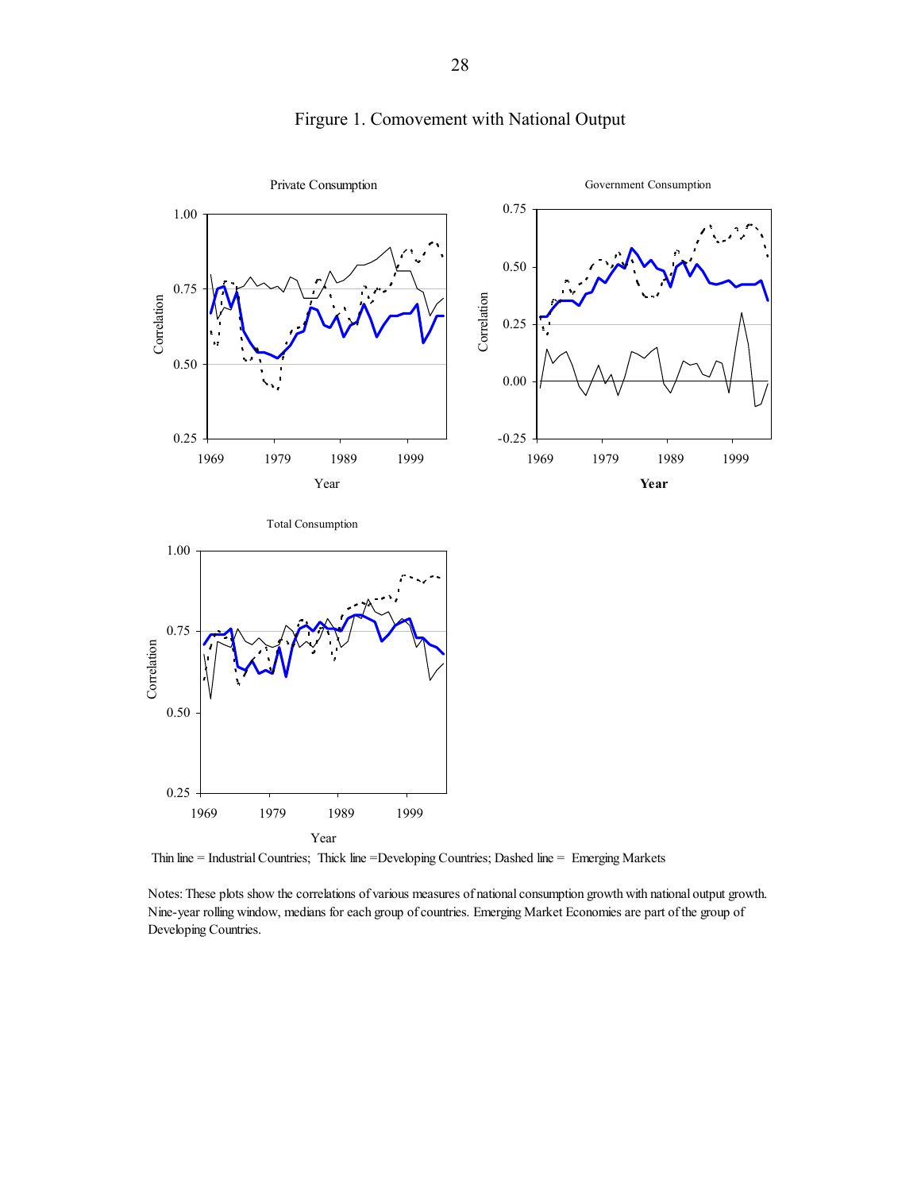# Firgure 1. Comovement with National Output

Thin line = Industrial Countries; Thick line =Developing Countries; Dashed line = Emerging Markets

Notes: These plots show the correlations of various measures of national consumption growth with national output growth. Nine-year rolling window, medians for each group of countries. Emerging Market Economies are part of the group of Developing Countries.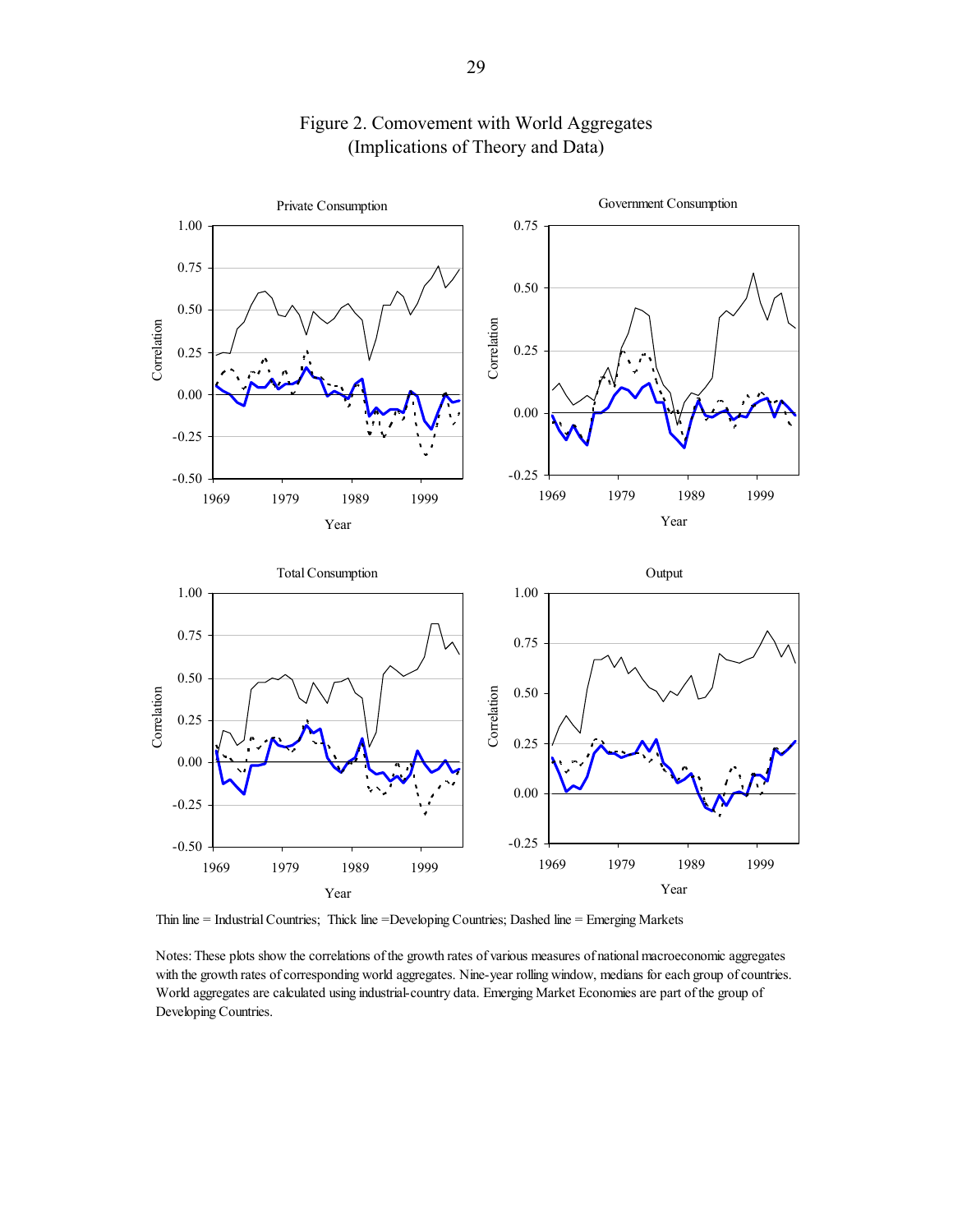# Figure 2. Comovement with World Aggregates
(Implications of Theory and Data)

Thin line = Industrial Countries; Thick line =Developing Countries; Dashed line = Emerging Markets

Notes: These plots show the correlations of the growth rates of various measures of national macroeconomic aggregates with the growth rates of corresponding world aggregates. Nine-year rolling window, medians for each group of countries. World aggregates are calculated using industrial-country data. Emerging Market Economies are part of the group of Developing Countries.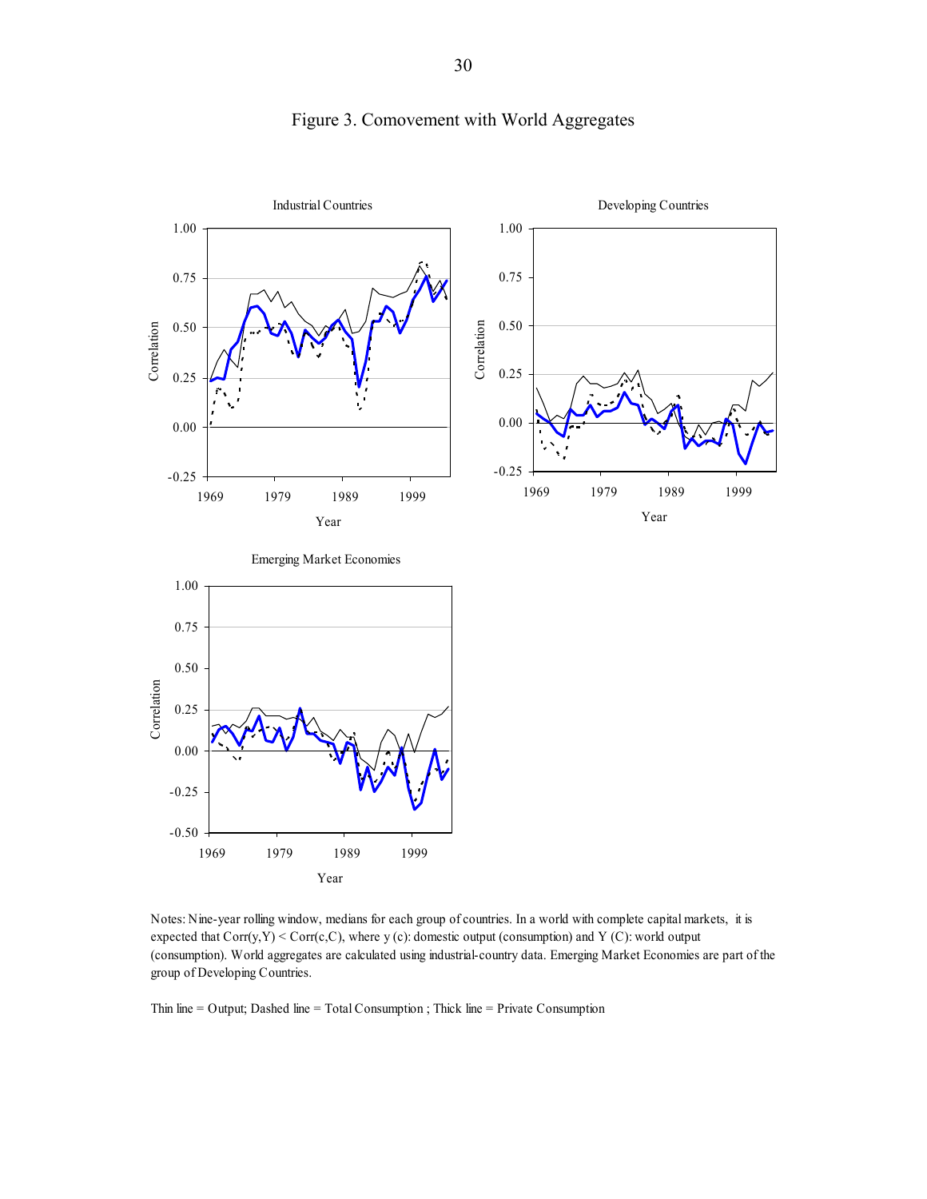# Figure 3. Comovement with World Aggregates

Industrial Countries

Developing Countries

Emerging Market Economies

Notes: Nine-year rolling window, medians for each group of countries. In a world with complete capital markets, it is expected that Corr(y,Y) < Corr(c,C), where y (c): domestic output (consumption) and Y (C): world output (consumption). World aggregates are calculated using industrial-country data. Emerging Market Economies are part of the group of Developing Countries.

Thin line = Output; Dashed line = Total Consumption ; Thick line = Private Consumption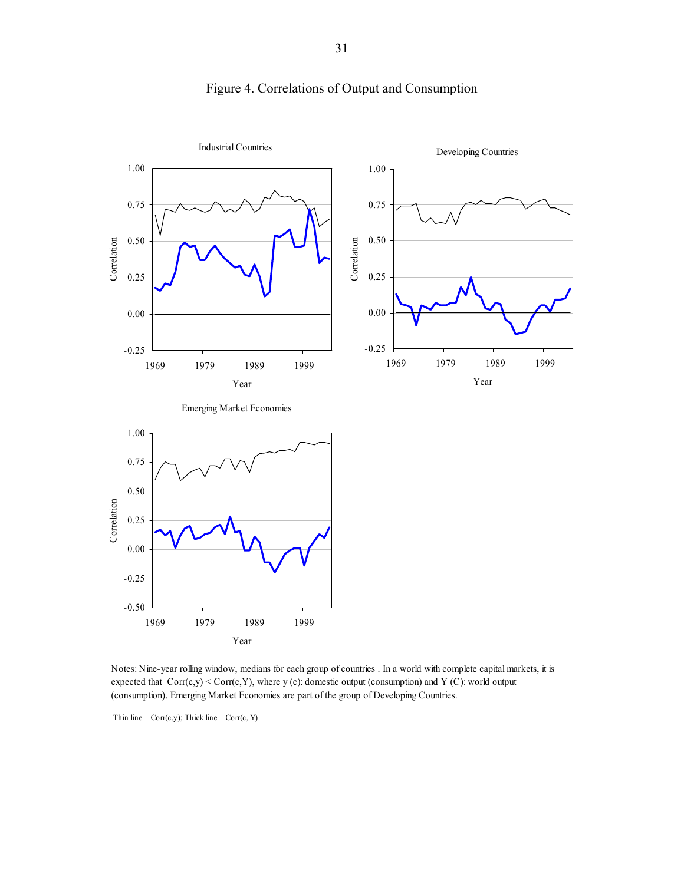# Figure 4. Correlations of Output and Consumption

Industrial Countries

Developing Countries

Emerging Market Economies

Notes: Nine-year rolling window, medians for each group of countries . In a world with complete capital markets, it is expected that Corr(c,y) < Corr(c,Y), where y (c): domestic output (consumption) and Y (C): world output (consumption). Emerging Market Economies are part of the group of Developing Countries.

Thin line = Corr(c,y); Thick line = Corr(c, Y)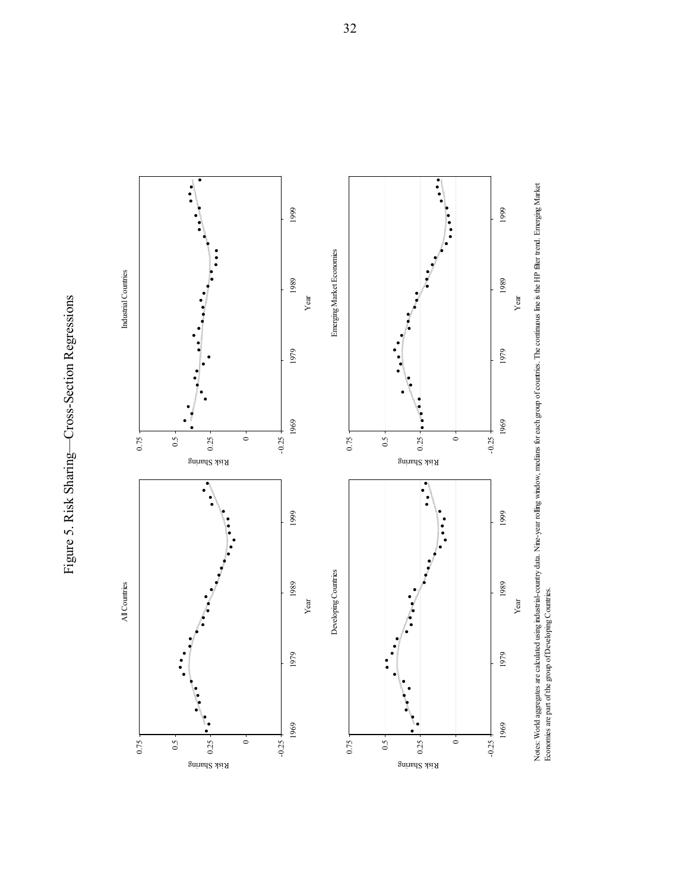# Figure 5. Risk Sharing—Cross-Section Regressions

All Countries

Industrial Countries

Developing Countries

Emerging Market Economies

Notes: World aggregates are calculated using industrial-country data. Nine-year rolling window, medians for each group of countries. The continuous line is the HP filter trend. Emerging Market Economies are part of the group of Developing Countries.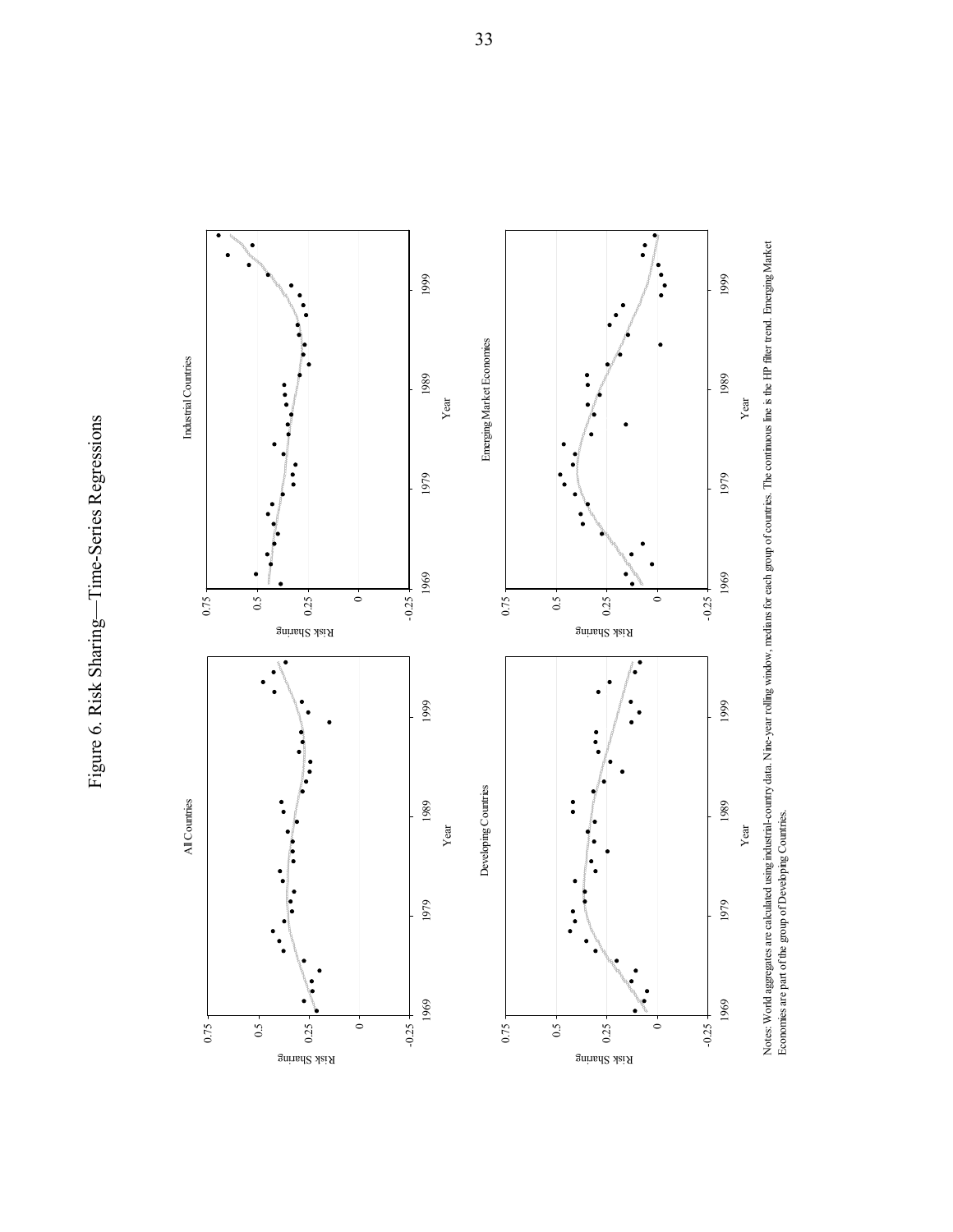# Figure 6. Risk Sharing—Time-Series Regressions

Notes: World aggregates are calculated using industrial-country data. Nine-year rolling window, medians for each group of countries. The continuous line is the HP filter trend. Emerging Market Economies are part of the group of Developing Countries.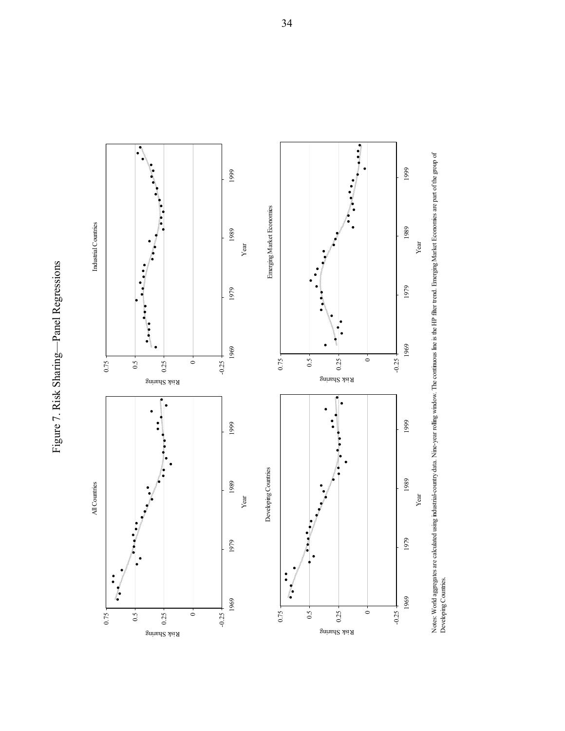# Figure 7. Risk Sharing—Panel Regressions

Notes: World aggregates are calculated using industrial-country data. Nine-year rolling window. The continuous line is the HP filter trend. Emerging Market Economies are part of the group of Developing Countries.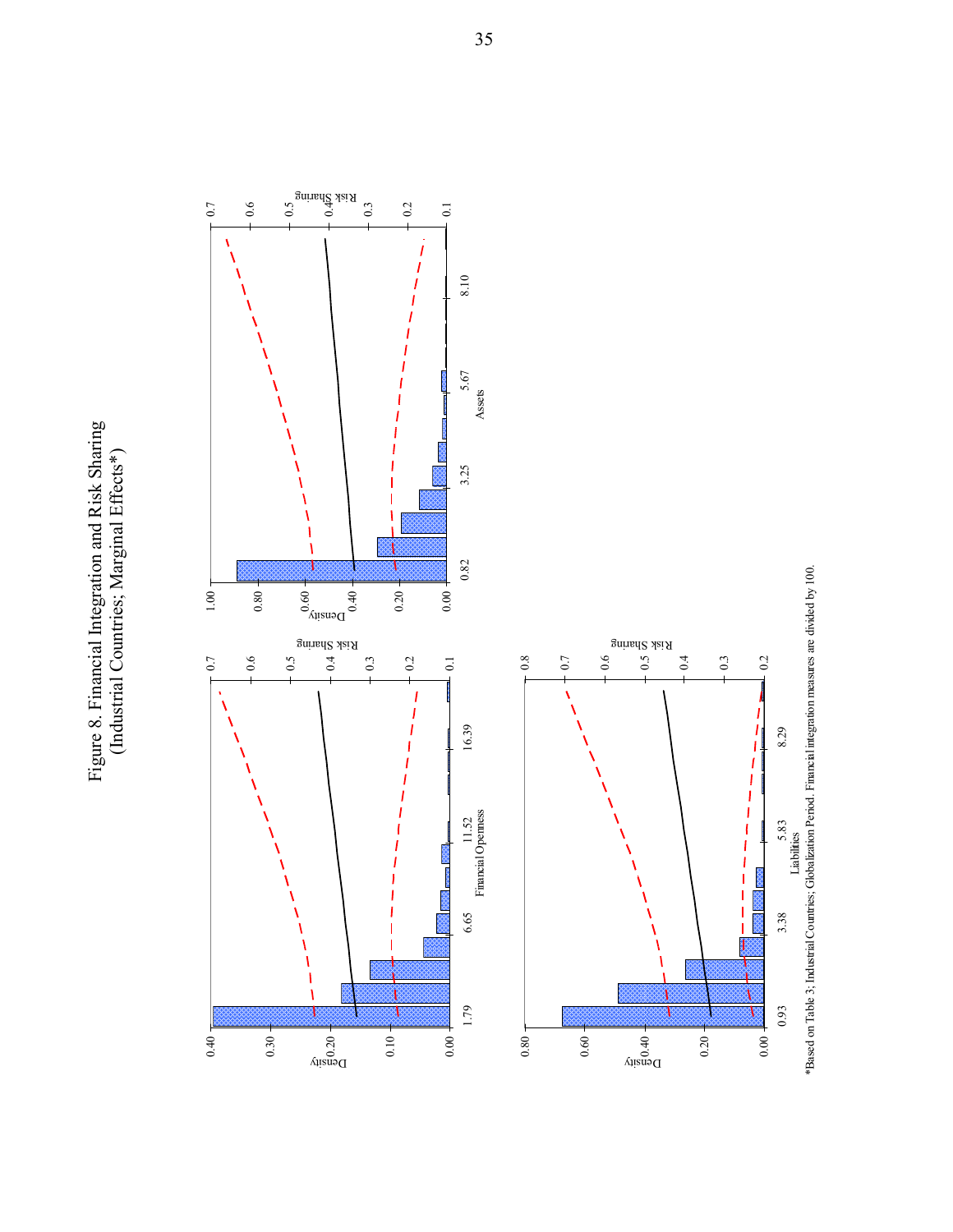# Figure 8. Financial Integration and Risk Sharing (Industrial Countries; Marginal Effects*)

*Based on Table 3; Industrial Countries; Globalization Period. Financial integration measures are divided by 100.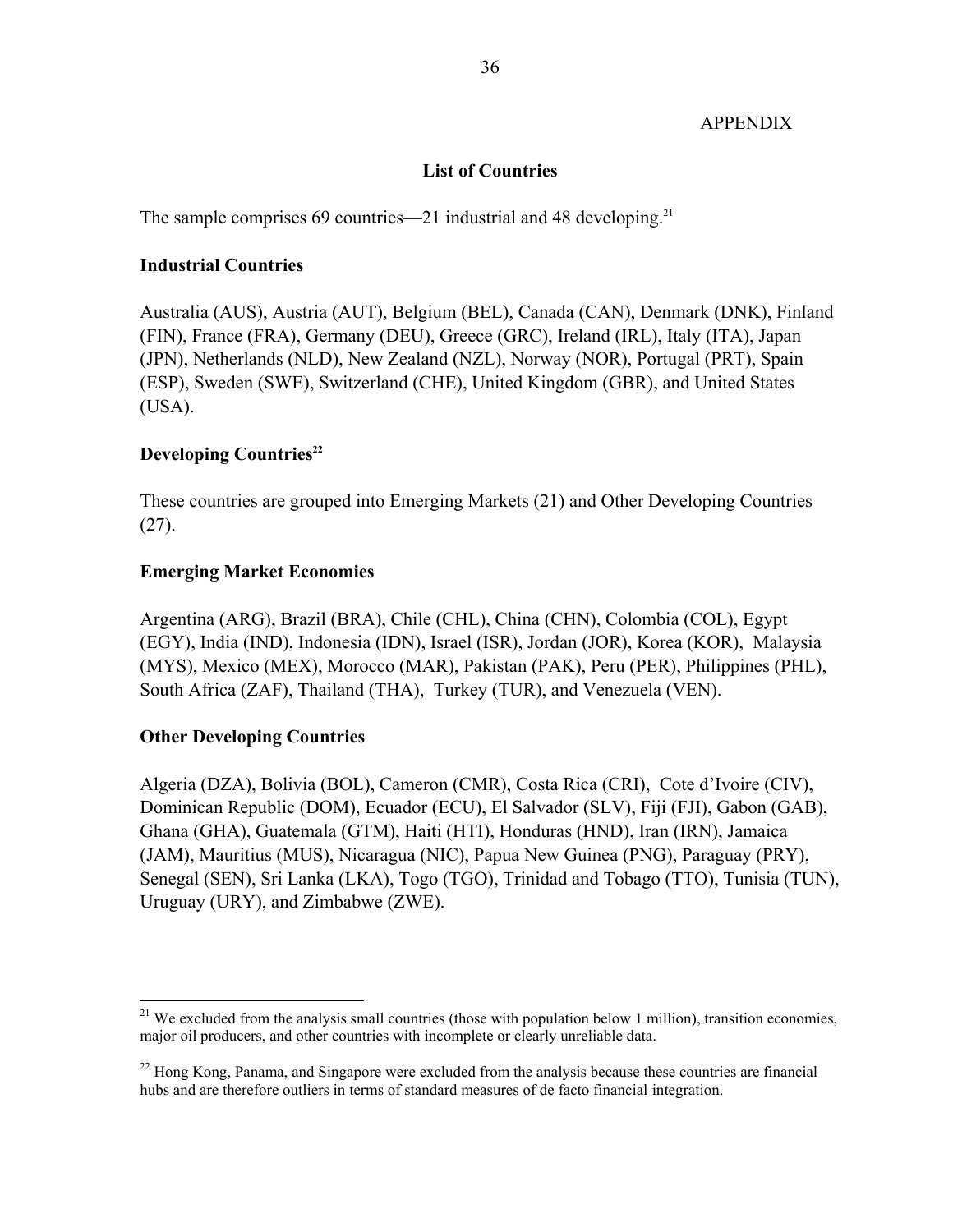APPENDIX

## List of Countries

The sample comprises 69 countries—21 industrial and 48 developing.[21]

### Industrial Countries

Australia (AUS), Austria (AUT), Belgium (BEL), Canada (CAN), Denmark (DNK), Finland (FIN), France (FRA), Germany (DEU), Greece (GRC), Ireland (IRL), Italy (ITA), Japan (JPN), Netherlands (NLD), New Zealand (NZL), Norway (NOR), Portugal (PRT), Spain (ESP), Sweden (SWE), Switzerland (CHE), United Kingdom (GBR), and United States (USA).

### Developing Countries[22]

These countries are grouped into Emerging Markets (21) and Other Developing Countries (27).

### Emerging Market Economies

Argentina (ARG), Brazil (BRA), Chile (CHL), China (CHN), Colombia (COL), Egypt (EGY), India (IND), Indonesia (IDN), Israel (ISR), Jordan (JOR), Korea (KOR), Malaysia (MYS), Mexico (MEX), Morocco (MAR), Pakistan (PAK), Peru (PER), Philippines (PHL), South Africa (ZAF), Thailand (THA), Turkey (TUR), and Venezuela (VEN).

### Other Developing Countries

Algeria (DZA), Bolivia (BOL), Cameron (CMR), Costa Rica (CRI), Cote d'Ivoire (CIV), Dominican Republic (DOM), Ecuador (ECU), El Salvador (SLV), Fiji (FJI), Gabon (GAB), Ghana (GHA), Guatemala (GTM), Haiti (HTI), Honduras (HND), Iran (IRN), Jamaica (JAM), Mauritius (MUS), Nicaragua (NIC), Papua New Guinea (PNG), Paraguay (PRY), Senegal (SEN), Sri Lanka (LKA), Togo (TGO), Trinidad and Tobago (TTO), Tunisia (TUN), Uruguay (URY), and Zimbabwe (ZWE).

---

[21] We excluded from the analysis small countries (those with population below 1 million), transition economies, major oil producers, and other countries with incomplete or clearly unreliable data.

[22] Hong Kong, Panama, and Singapore were excluded from the analysis because these countries are financial hubs and are therefore outliers in terms of standard measures of de facto financial integration.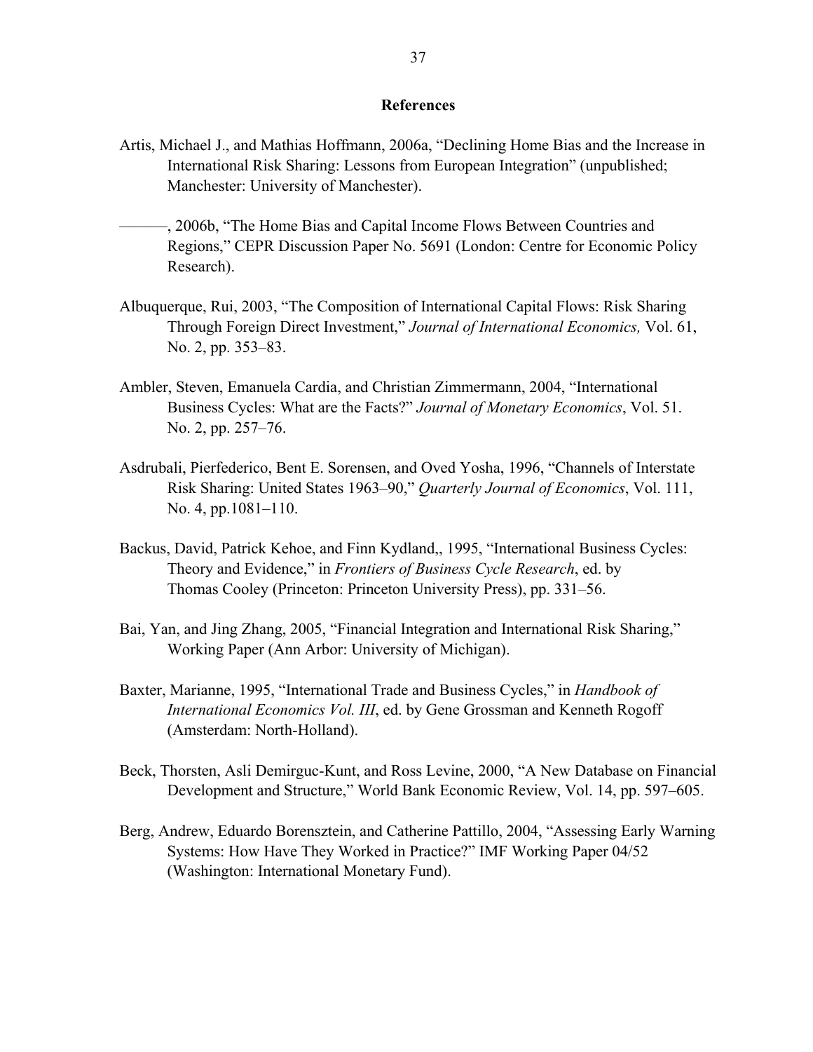# References

Artis, Michael J., and Mathias Hoffmann, 2006a, "Declining Home Bias and the Increase in International Risk Sharing: Lessons from European Integration" (unpublished; Manchester: University of Manchester).

———, 2006b, "The Home Bias and Capital Income Flows Between Countries and Regions," CEPR Discussion Paper No. 5691 (London: Centre for Economic Policy Research).

Albuquerque, Rui, 2003, "The Composition of International Capital Flows: Risk Sharing Through Foreign Direct Investment," *Journal of International Economics,* Vol. 61, No. 2, pp. 353–83.

Ambler, Steven, Emanuela Cardia, and Christian Zimmermann, 2004, "International Business Cycles: What are the Facts?" *Journal of Monetary Economics*, Vol. 51. No. 2, pp. 257–76.

Asdrubali, Pierfederico, Bent E. Sorensen, and Oved Yosha, 1996, "Channels of Interstate Risk Sharing: United States 1963–90," *Quarterly Journal of Economics*, Vol. 111, No. 4, pp.1081–110.

Backus, David, Patrick Kehoe, and Finn Kydland,, 1995, "International Business Cycles: Theory and Evidence," in *Frontiers of Business Cycle Research*, ed. by Thomas Cooley (Princeton: Princeton University Press), pp. 331–56.

Bai, Yan, and Jing Zhang, 2005, "Financial Integration and International Risk Sharing," Working Paper (Ann Arbor: University of Michigan).

Baxter, Marianne, 1995, "International Trade and Business Cycles," in *Handbook of International Economics Vol. III*, ed. by Gene Grossman and Kenneth Rogoff (Amsterdam: North-Holland).

Beck, Thorsten, Asli Demirguc-Kunt, and Ross Levine, 2000, "A New Database on Financial Development and Structure," World Bank Economic Review, Vol. 14, pp. 597–605.

Berg, Andrew, Eduardo Borensztein, and Catherine Pattillo, 2004, "Assessing Early Warning Systems: How Have They Worked in Practice?" IMF Working Paper 04/52 (Washington: International Monetary Fund).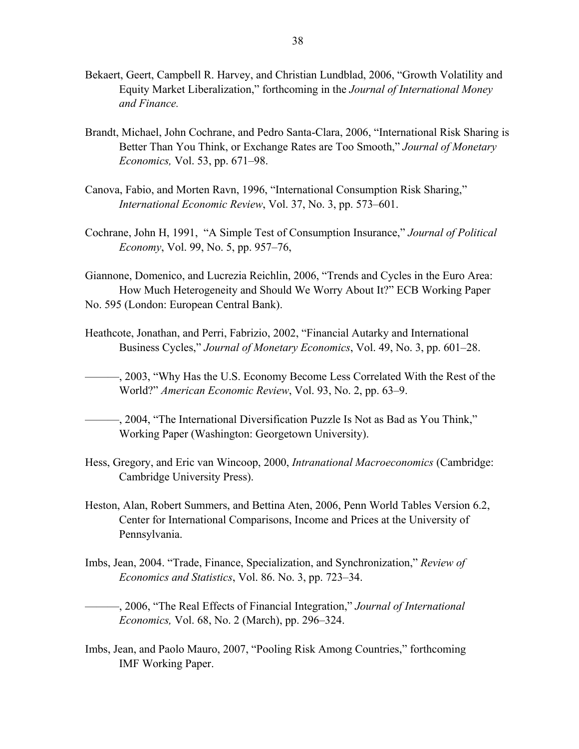Bekaert, Geert, Campbell R. Harvey, and Christian Lundblad, 2006, "Growth Volatility and Equity Market Liberalization," forthcoming in the *Journal of International Money and Finance.*

Brandt, Michael, John Cochrane, and Pedro Santa-Clara, 2006, "International Risk Sharing is Better Than You Think, or Exchange Rates are Too Smooth," *Journal of Monetary Economics,* Vol. 53, pp. 671–98.

Canova, Fabio, and Morten Ravn, 1996, "International Consumption Risk Sharing," *International Economic Review*, Vol. 37, No. 3, pp. 573–601.

Cochrane, John H, 1991, "A Simple Test of Consumption Insurance," *Journal of Political Economy*, Vol. 99, No. 5, pp. 957–76,

Giannone, Domenico, and Lucrezia Reichlin, 2006, "Trends and Cycles in the Euro Area: How Much Heterogeneity and Should We Worry About It?" ECB Working Paper No. 595 (London: European Central Bank).

Heathcote, Jonathan, and Perri, Fabrizio, 2002, "Financial Autarky and International Business Cycles," *Journal of Monetary Economics*, Vol. 49, No. 3, pp. 601–28.

———, 2003, "Why Has the U.S. Economy Become Less Correlated With the Rest of the World?" *American Economic Review*, Vol. 93, No. 2, pp. 63–9.

———, 2004, "The International Diversification Puzzle Is Not as Bad as You Think," Working Paper (Washington: Georgetown University).

Hess, Gregory, and Eric van Wincoop, 2000, *Intranational Macroeconomics* (Cambridge: Cambridge University Press).

Heston, Alan, Robert Summers, and Bettina Aten, 2006, Penn World Tables Version 6.2, Center for International Comparisons, Income and Prices at the University of Pennsylvania.

Imbs, Jean, 2004. "Trade, Finance, Specialization, and Synchronization," *Review of Economics and Statistics*, Vol. 86. No. 3, pp. 723–34.

———, 2006, "The Real Effects of Financial Integration," *Journal of International Economics,* Vol. 68, No. 2 (March), pp. 296–324.

Imbs, Jean, and Paolo Mauro, 2007, "Pooling Risk Among Countries," forthcoming IMF Working Paper.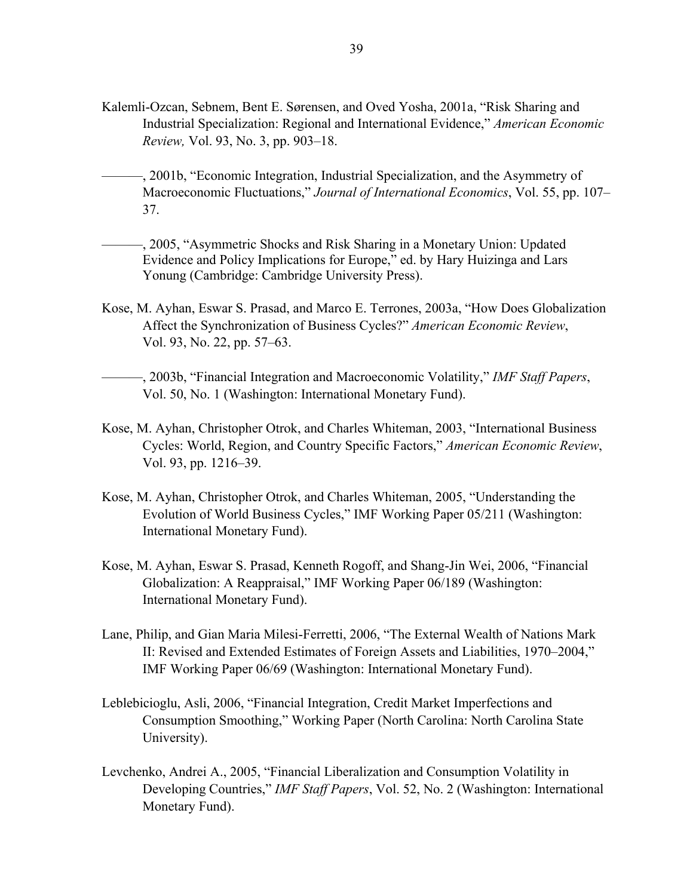Kalemli-Ozcan, Sebnem, Bent E. Sørensen, and Oved Yosha, 2001a, "Risk Sharing and Industrial Specialization: Regional and International Evidence," *American Economic Review,* Vol. 93, No. 3, pp. 903–18.

———, 2001b, "Economic Integration, Industrial Specialization, and the Asymmetry of Macroeconomic Fluctuations," *Journal of International Economics*, Vol. 55, pp. 107–37.

———, 2005, "Asymmetric Shocks and Risk Sharing in a Monetary Union: Updated Evidence and Policy Implications for Europe," ed. by Hary Huizinga and Lars Yonung (Cambridge: Cambridge University Press).

Kose, M. Ayhan, Eswar S. Prasad, and Marco E. Terrones, 2003a, "How Does Globalization Affect the Synchronization of Business Cycles?" *American Economic Review*, Vol. 93, No. 22, pp. 57–63.

———, 2003b, "Financial Integration and Macroeconomic Volatility," *IMF Staff Papers*, Vol. 50, No. 1 (Washington: International Monetary Fund).

Kose, M. Ayhan, Christopher Otrok, and Charles Whiteman, 2003, "International Business Cycles: World, Region, and Country Specific Factors," *American Economic Review*, Vol. 93, pp. 1216–39.

Kose, M. Ayhan, Christopher Otrok, and Charles Whiteman, 2005, "Understanding the Evolution of World Business Cycles," IMF Working Paper 05/211 (Washington: International Monetary Fund).

Kose, M. Ayhan, Eswar S. Prasad, Kenneth Rogoff, and Shang-Jin Wei, 2006, "Financial Globalization: A Reappraisal," IMF Working Paper 06/189 (Washington: International Monetary Fund).

Lane, Philip, and Gian Maria Milesi-Ferretti, 2006, "The External Wealth of Nations Mark II: Revised and Extended Estimates of Foreign Assets and Liabilities, 1970–2004," IMF Working Paper 06/69 (Washington: International Monetary Fund).

Leblebicioglu, Asli, 2006, "Financial Integration, Credit Market Imperfections and Consumption Smoothing," Working Paper (North Carolina: North Carolina State University).

Levchenko, Andrei A., 2005, "Financial Liberalization and Consumption Volatility in Developing Countries," *IMF Staff Papers*, Vol. 52, No. 2 (Washington: International Monetary Fund).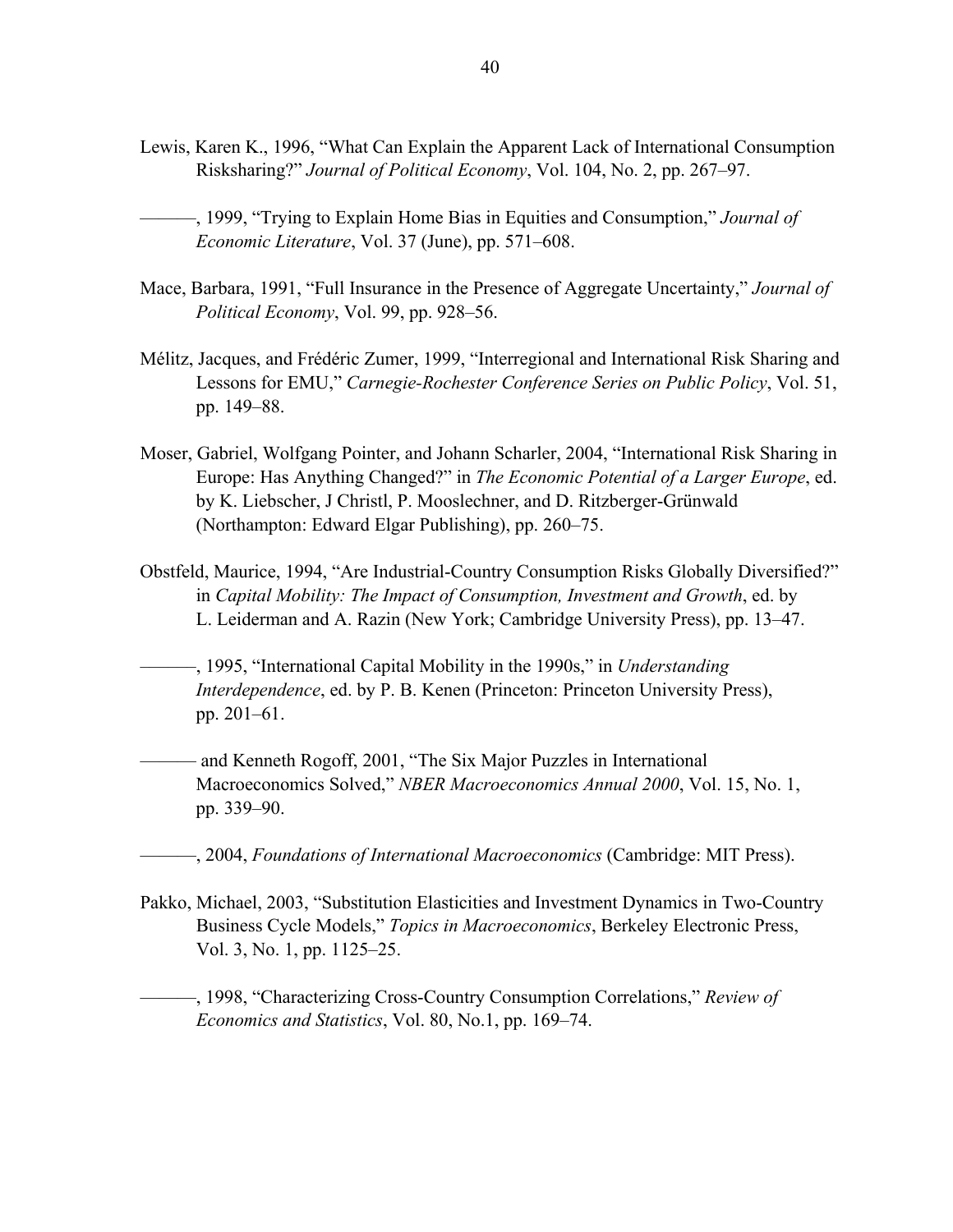Lewis, Karen K., 1996, “What Can Explain the Apparent Lack of International Consumption Risksharing?” *Journal of Political Economy*, Vol. 104, No. 2, pp. 267–97.

———, 1999, “Trying to Explain Home Bias in Equities and Consumption,” *Journal of Economic Literature*, Vol. 37 (June), pp. 571–608.

Mace, Barbara, 1991, “Full Insurance in the Presence of Aggregate Uncertainty,” *Journal of Political Economy*, Vol. 99, pp. 928–56.

Mélitz, Jacques, and Frédéric Zumer, 1999, “Interregional and International Risk Sharing and Lessons for EMU,” *Carnegie-Rochester Conference Series on Public Policy*, Vol. 51, pp. 149–88.

Moser, Gabriel, Wolfgang Pointer, and Johann Scharler, 2004, “International Risk Sharing in Europe: Has Anything Changed?” in *The Economic Potential of a Larger Europe*, ed. by K. Liebscher, J Christl, P. Mooslechner, and D. Ritzberger-Grünwald (Northampton: Edward Elgar Publishing), pp. 260–75.

Obstfeld, Maurice, 1994, “Are Industrial-Country Consumption Risks Globally Diversified?” in *Capital Mobility: The Impact of Consumption, Investment and Growth*, ed. by L. Leiderman and A. Razin (New York; Cambridge University Press), pp. 13–47.

———, 1995, “International Capital Mobility in the 1990s,” in *Understanding Interdependence*, ed. by P. B. Kenen (Princeton: Princeton University Press), pp. 201–61.

——— and Kenneth Rogoff, 2001, “The Six Major Puzzles in International Macroeconomics Solved,” *NBER Macroeconomics Annual 2000*, Vol. 15, No. 1, pp. 339–90.

———, 2004, *Foundations of International Macroeconomics* (Cambridge: MIT Press).

Pakko, Michael, 2003, “Substitution Elasticities and Investment Dynamics in Two-Country Business Cycle Models,” *Topics in Macroeconomics*, Berkeley Electronic Press, Vol. 3, No. 1, pp. 1125–25.

———, 1998, “Characterizing Cross-Country Consumption Correlations,” *Review of Economics and Statistics*, Vol. 80, No.1, pp. 169–74.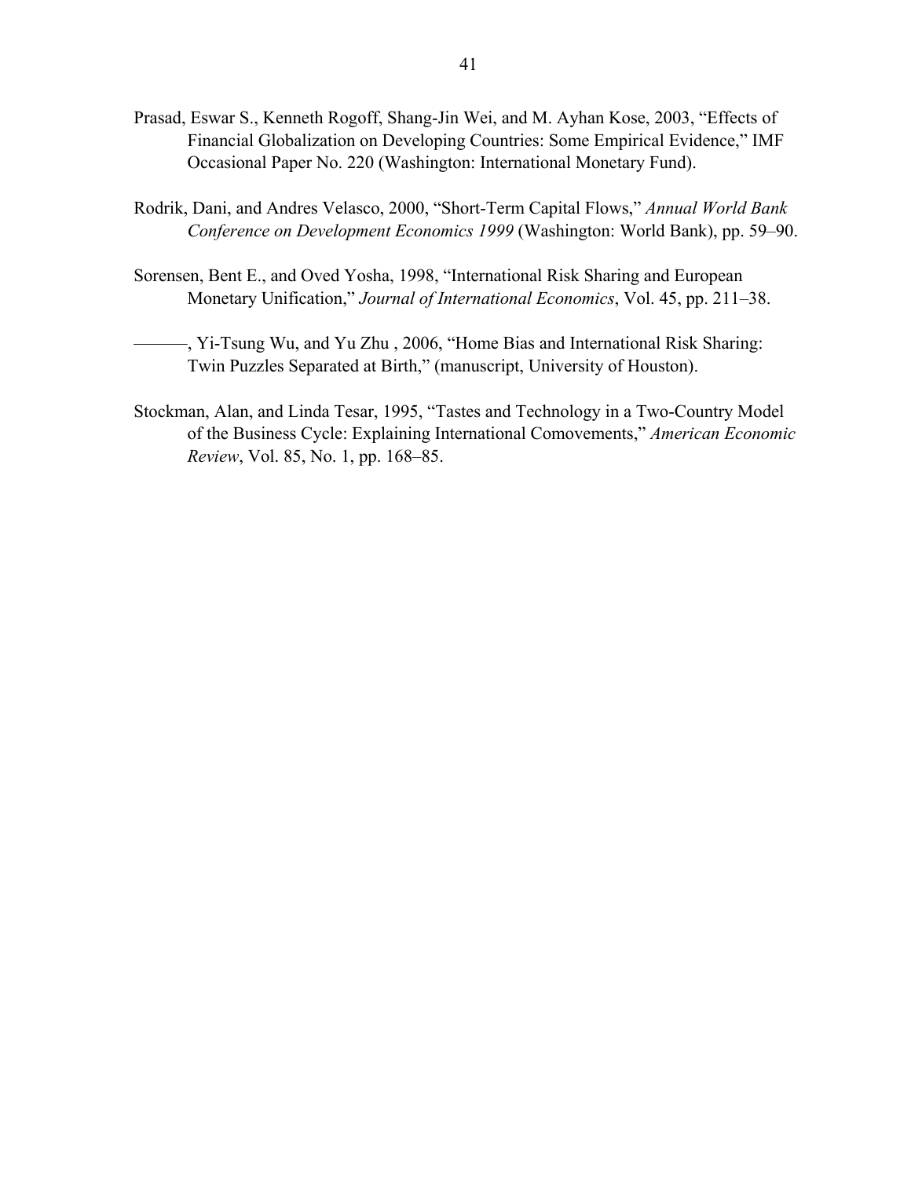Prasad, Eswar S., Kenneth Rogoff, Shang-Jin Wei, and M. Ayhan Kose, 2003, "Effects of Financial Globalization on Developing Countries: Some Empirical Evidence," IMF Occasional Paper No. 220 (Washington: International Monetary Fund).

Rodrik, Dani, and Andres Velasco, 2000, "Short-Term Capital Flows," *Annual World Bank Conference on Development Economics 1999* (Washington: World Bank), pp. 59–90.

Sorensen, Bent E., and Oved Yosha, 1998, "International Risk Sharing and European Monetary Unification," *Journal of International Economics*, Vol. 45, pp. 211–38.

———, Yi-Tsung Wu, and Yu Zhu , 2006, "Home Bias and International Risk Sharing: Twin Puzzles Separated at Birth," (manuscript, University of Houston).

Stockman, Alan, and Linda Tesar, 1995, "Tastes and Technology in a Two-Country Model of the Business Cycle: Explaining International Comovements," *American Economic Review*, Vol. 85, No. 1, pp. 168–85.